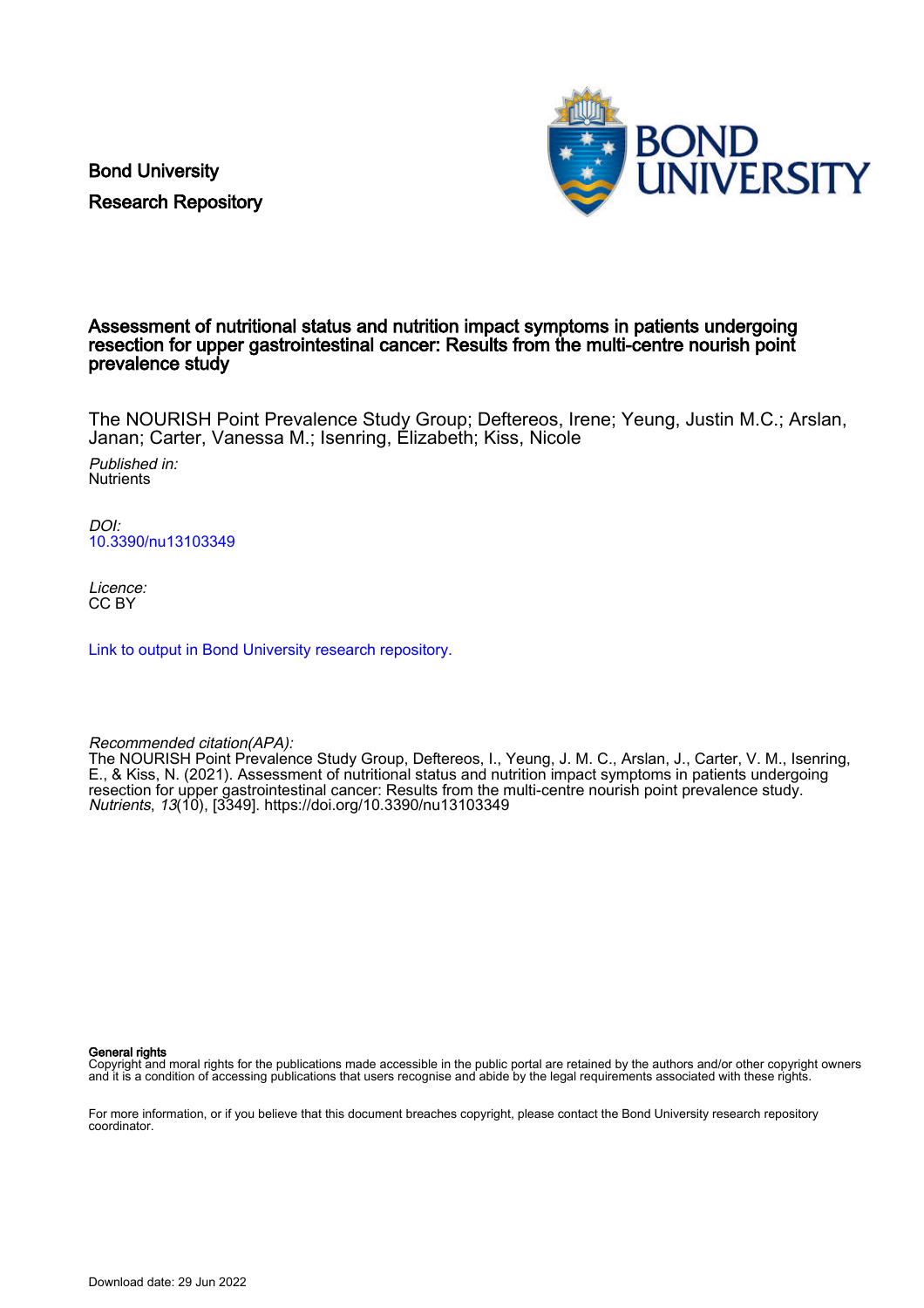Bond University
Research Repository

# Assessment of nutritional status and nutrition impact symptoms in patients undergoing resection for upper gastrointestinal cancer: Results from the multi-centre nourish point prevalence study

The NOURISH Point Prevalence Study Group; Deftereos, Irene; Yeung, Justin M.C.; Arslan, Janan; Carter, Vanessa M.; Isenring, Elizabeth; Kiss, Nicole

*Published in:*
Nutrients

*DOI:*
10.3390/nu13103349

*Licence:*
CC BY

Link to output in Bond University research repository.

*Recommended citation(APA):*
The NOURISH Point Prevalence Study Group, Deftereos, I., Yeung, J. M. C., Arslan, J., Carter, V. M., Isenring, E., & Kiss, N. (2021). Assessment of nutritional status and nutrition impact symptoms in patients undergoing resection for upper gastrointestinal cancer: Results from the multi-centre nourish point prevalence study. *Nutrients*, *13*(10), [3349]. https://doi.org/10.3390/nu13103349

**General rights**
Copyright and moral rights for the publications made accessible in the public portal are retained by the authors and/or other copyright owners and it is a condition of accessing publications that users recognise and abide by the legal requirements associated with these rights.

For more information, or if you believe that this document breaches copyright, please contact the Bond University research repository coordinator.

Download date: 29 Jun 2022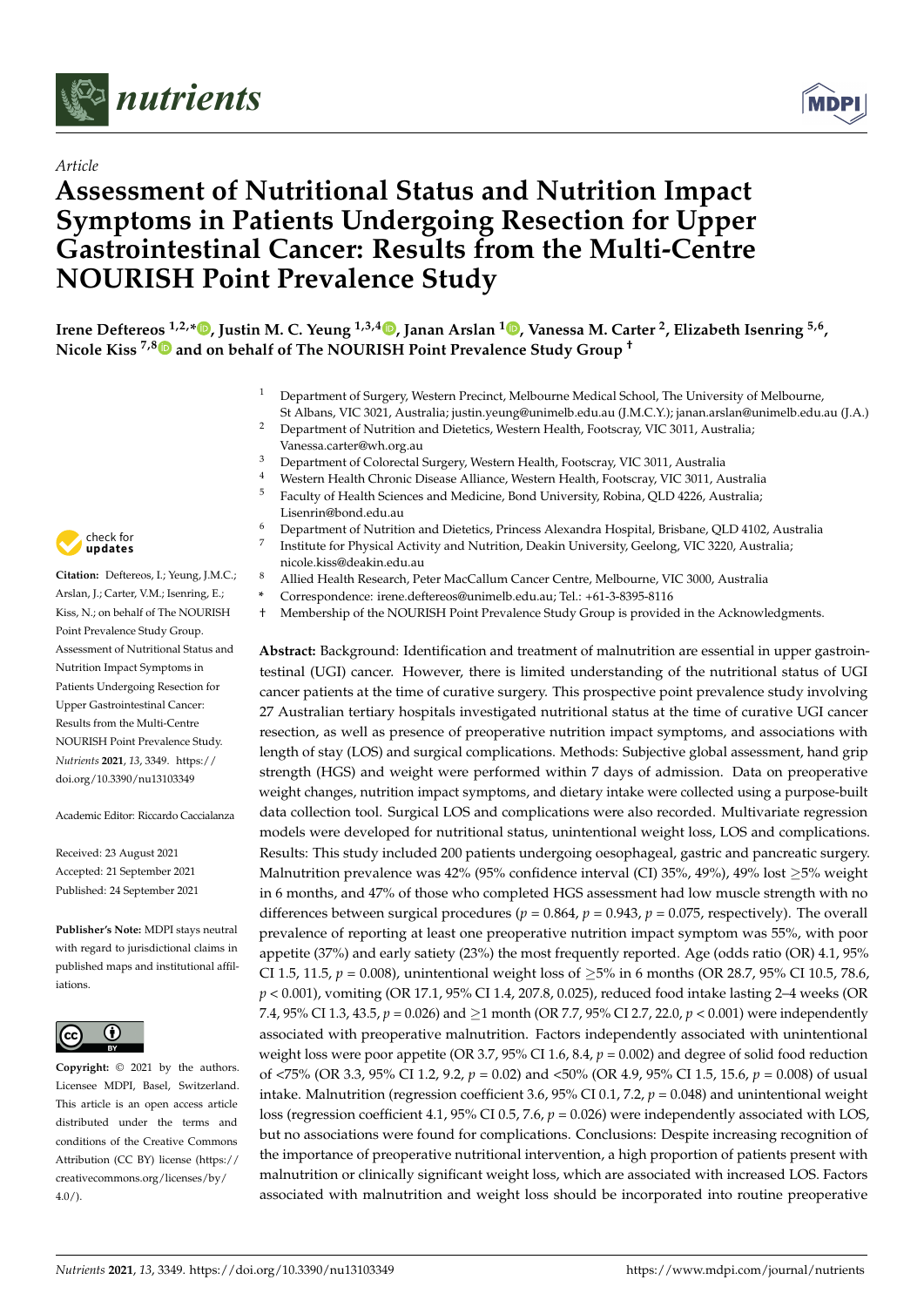nutrients

MDPI

*Article*

# Assessment of Nutritional Status and Nutrition Impact Symptoms in Patients Undergoing Resection for Upper Gastrointestinal Cancer: Results from the Multi-Centre NOURISH Point Prevalence Study

**Irene Deftereos [1,2,*], Justin M. C. Yeung [1,3,4], Janan Arslan [1], Vanessa M. Carter [2], Elizabeth Isenring [5,6], Nicole Kiss [7,8] and on behalf of The NOURISH Point Prevalence Study Group [†]**

[1] Department of Surgery, Western Precinct, Melbourne Medical School, The University of Melbourne, St Albans, VIC 3021, Australia; justin.yeung@unimelb.edu.au (J.M.C.Y.); janan.arslan@unimelb.edu.au (J.A.)

[2] Department of Nutrition and Dietetics, Western Health, Footscray, VIC 3011, Australia; Vanessa.carter@wh.org.au

[3] Department of Colorectal Surgery, Western Health, Footscray, VIC 3011, Australia

[4] Western Health Chronic Disease Alliance, Western Health, Footscray, VIC 3011, Australia

[5] Faculty of Health Sciences and Medicine, Bond University, Robina, QLD 4226, Australia; Lisenrin@bond.edu.au

[6] Department of Nutrition and Dietetics, Princess Alexandra Hospital, Brisbane, QLD 4102, Australia

[7] Institute for Physical Activity and Nutrition, Deakin University, Geelong, VIC 3220, Australia; nicole.kiss@deakin.edu.au

[8] Allied Health Research, Peter MacCallum Cancer Centre, Melbourne, VIC 3000, Australia

\* Correspondence: irene.deftereos@unimelb.edu.au; Tel.: +61-3-8395-8116

† Membership of the NOURISH Point Prevalence Study Group is provided in the Acknowledgments.

**Citation:** Deftereos, I.; Yeung, J.M.C.; Arslan, J.; Carter, V.M.; Isenring, E.; Kiss, N.; on behalf of The NOURISH Point Prevalence Study Group. Assessment of Nutritional Status and Nutrition Impact Symptoms in Patients Undergoing Resection for Upper Gastrointestinal Cancer: Results from the Multi-Centre NOURISH Point Prevalence Study. *Nutrients* **2021**, *13*, 3349. https://doi.org/10.3390/nu13103349

Academic Editor: Riccardo Caccialanza

Received: 23 August 2021
Accepted: 21 September 2021
Published: 24 September 2021

**Publisher's Note:** MDPI stays neutral with regard to jurisdictional claims in published maps and institutional affiliations.

**Copyright:** © 2021 by the authors. Licensee MDPI, Basel, Switzerland. This article is an open access article distributed under the terms and conditions of the Creative Commons Attribution (CC BY) license (https://creativecommons.org/licenses/by/4.0/).

**Abstract:** Background: Identification and treatment of malnutrition are essential in upper gastrointestinal (UGI) cancer. However, there is limited understanding of the nutritional status of UGI cancer patients at the time of curative surgery. This prospective point prevalence study involving 27 Australian tertiary hospitals investigated nutritional status at the time of curative UGI cancer resection, as well as presence of preoperative nutrition impact symptoms, and associations with length of stay (LOS) and surgical complications. Methods: Subjective global assessment, hand grip strength (HGS) and weight were performed within 7 days of admission. Data on preoperative weight changes, nutrition impact symptoms, and dietary intake were collected using a purpose-built data collection tool. Surgical LOS and complications were also recorded. Multivariate regression models were developed for nutritional status, unintentional weight loss, LOS and complications. Results: This study included 200 patients undergoing oesophageal, gastric and pancreatic surgery. Malnutrition prevalence was 42% (95% confidence interval (CI) 35%, 49%), 49% lost ≥5% weight in 6 months, and 47% of those who completed HGS assessment had low muscle strength with no differences between surgical procedures ($p = 0.864$, $p = 0.943$, $p = 0.075$, respectively). The overall prevalence of reporting at least one preoperative nutrition impact symptom was 55%, with poor appetite (37%) and early satiety (23%) the most frequently reported. Age (odds ratio (OR) 4.1, 95% CI 1.5, 11.5, $p = 0.008$), unintentional weight loss of ≥5% in 6 months (OR 28.7, 95% CI 10.5, 78.6, $p < 0.001$), vomiting (OR 17.1, 95% CI 1.4, 207.8, 0.025), reduced food intake lasting 2–4 weeks (OR 7.4, 95% CI 1.3, 43.5, $p = 0.026$) and ≥1 month (OR 7.7, 95% CI 2.7, 22.0, $p < 0.001$) were independently associated with preoperative malnutrition. Factors independently associated with unintentional weight loss were poor appetite (OR 3.7, 95% CI 1.6, 8.4, $p = 0.002$) and degree of solid food reduction of <75% (OR 3.3, 95% CI 1.2, 9.2, $p = 0.02$) and <50% (OR 4.9, 95% CI 1.5, 15.6, $p = 0.008$) of usual intake. Malnutrition (regression coefficient 3.6, 95% CI 0.1, 7.2, $p = 0.048$) and unintentional weight loss (regression coefficient 4.1, 95% CI 0.5, 7.6, $p = 0.026$) were independently associated with LOS, but no associations were found for complications. Conclusions: Despite increasing recognition of the importance of preoperative nutritional intervention, a high proportion of patients present with malnutrition or clinically significant weight loss, which are associated with increased LOS. Factors associated with malnutrition and weight loss should be incorporated into routine preoperative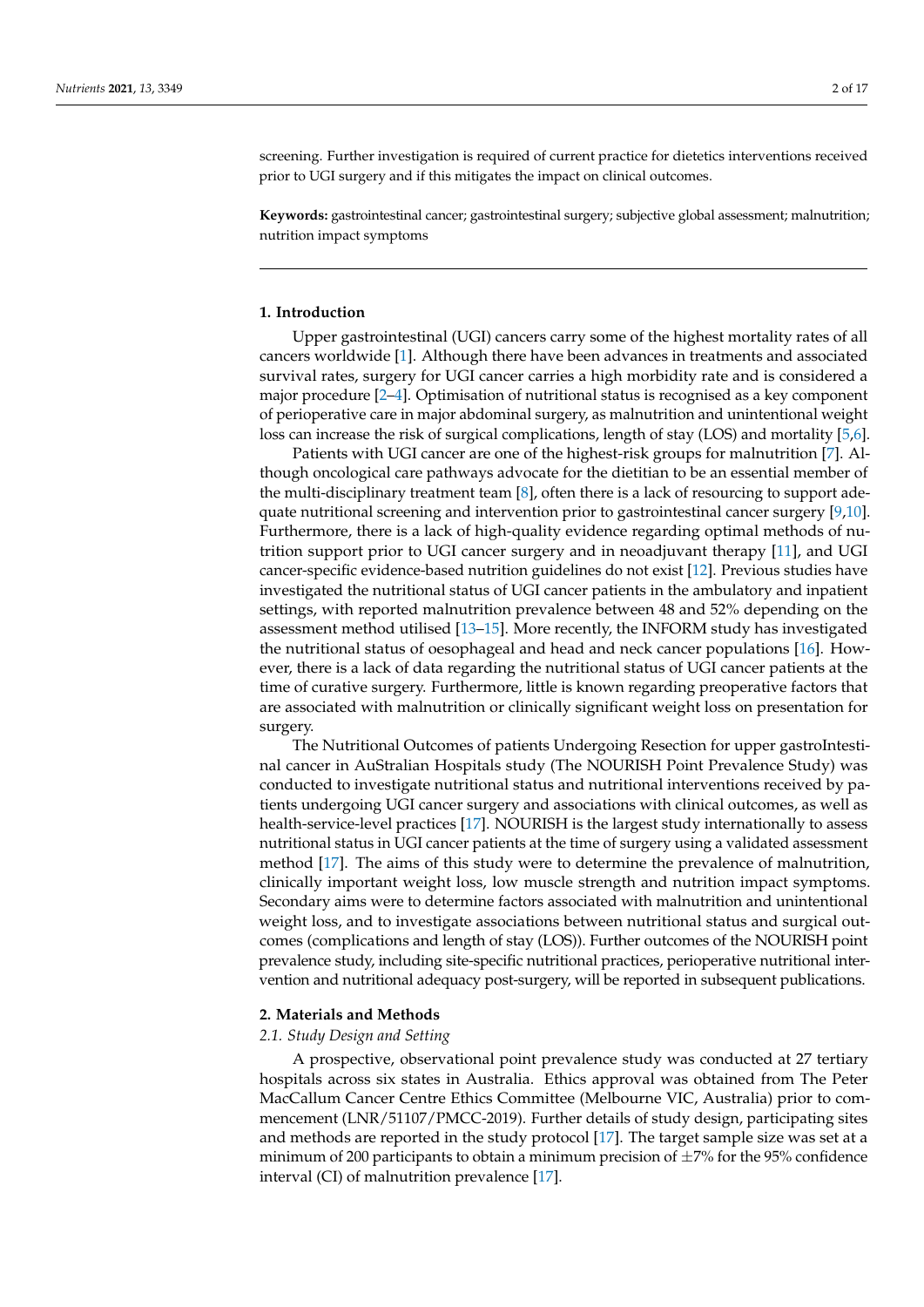screening. Further investigation is required of current practice for dietetics interventions received prior to UGI surgery and if this mitigates the impact on clinical outcomes.

**Keywords:** gastrointestinal cancer; gastrointestinal surgery; subjective global assessment; malnutrition; nutrition impact symptoms

## 1. Introduction

Upper gastrointestinal (UGI) cancers carry some of the highest mortality rates of all cancers worldwide [1]. Although there have been advances in treatments and associated survival rates, surgery for UGI cancer carries a high morbidity rate and is considered a major procedure [2–4]. Optimisation of nutritional status is recognised as a key component of perioperative care in major abdominal surgery, as malnutrition and unintentional weight loss can increase the risk of surgical complications, length of stay (LOS) and mortality [5,6].

Patients with UGI cancer are one of the highest-risk groups for malnutrition [7]. Although oncological care pathways advocate for the dietitian to be an essential member of the multi-disciplinary treatment team [8], often there is a lack of resourcing to support adequate nutritional screening and intervention prior to gastrointestinal cancer surgery [9,10]. Furthermore, there is a lack of high-quality evidence regarding optimal methods of nutrition support prior to UGI cancer surgery and in neoadjuvant therapy [11], and UGI cancer-specific evidence-based nutrition guidelines do not exist [12]. Previous studies have investigated the nutritional status of UGI cancer patients in the ambulatory and inpatient settings, with reported malnutrition prevalence between 48 and 52% depending on the assessment method utilised [13–15]. More recently, the INFORM study has investigated the nutritional status of oesophageal and head and neck cancer populations [16]. However, there is a lack of data regarding the nutritional status of UGI cancer patients at the time of curative surgery. Furthermore, little is known regarding preoperative factors that are associated with malnutrition or clinically significant weight loss on presentation for surgery.

The Nutritional Outcomes of patients Undergoing Resection for upper gastroIntestinal cancer in AuStralian Hospitals study (The NOURISH Point Prevalence Study) was conducted to investigate nutritional status and nutritional interventions received by patients undergoing UGI cancer surgery and associations with clinical outcomes, as well as health-service-level practices [17]. NOURISH is the largest study internationally to assess nutritional status in UGI cancer patients at the time of surgery using a validated assessment method [17]. The aims of this study were to determine the prevalence of malnutrition, clinically important weight loss, low muscle strength and nutrition impact symptoms. Secondary aims were to determine factors associated with malnutrition and unintentional weight loss, and to investigate associations between nutritional status and surgical outcomes (complications and length of stay (LOS)). Further outcomes of the NOURISH point prevalence study, including site-specific nutritional practices, perioperative nutritional intervention and nutritional adequacy post-surgery, will be reported in subsequent publications.

## 2. Materials and Methods

### *2.1. Study Design and Setting*

A prospective, observational point prevalence study was conducted at 27 tertiary hospitals across six states in Australia. Ethics approval was obtained from The Peter MacCallum Cancer Centre Ethics Committee (Melbourne VIC, Australia) prior to commencement (LNR/51107/PMCC-2019). Further details of study design, participating sites and methods are reported in the study protocol [17]. The target sample size was set at a minimum of 200 participants to obtain a minimum precision of $\pm$7% for the 95% confidence interval (CI) of malnutrition prevalence [17].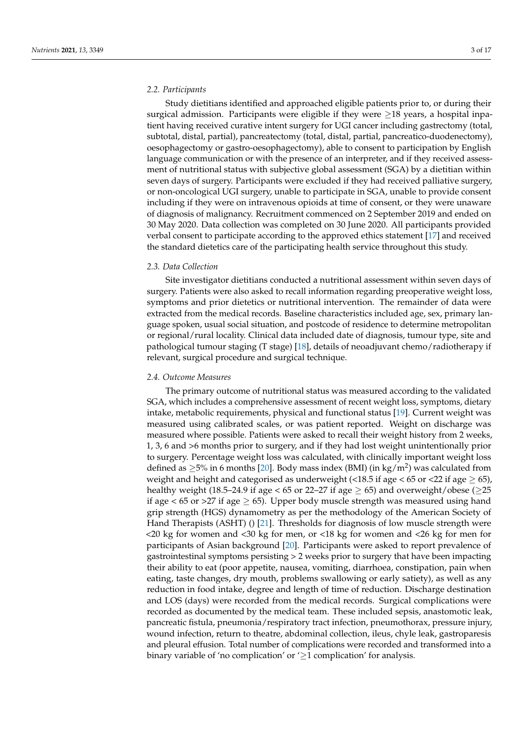### 2.2. Participants

Study dietitians identified and approached eligible patients prior to, or during their surgical admission. Participants were eligible if they were $\geq$18 years, a hospital inpatient having received curative intent surgery for UGI cancer including gastrectomy (total, subtotal, distal, partial), pancreatectomy (total, distal, partial, pancreatico-duodenectomy), oesophagectomy or gastro-oesophagectomy), able to consent to participation by English language communication or with the presence of an interpreter, and if they received assessment of nutritional status with subjective global assessment (SGA) by a dietitian within seven days of surgery. Participants were excluded if they had received palliative surgery, or non-oncological UGI surgery, unable to participate in SGA, unable to provide consent including if they were on intravenous opioids at time of consent, or they were unaware of diagnosis of malignancy. Recruitment commenced on 2 September 2019 and ended on 30 May 2020. Data collection was completed on 30 June 2020. All participants provided verbal consent to participate according to the approved ethics statement [17] and received the standard dietetics care of the participating health service throughout this study.

### 2.3. Data Collection

Site investigator dietitians conducted a nutritional assessment within seven days of surgery. Patients were also asked to recall information regarding preoperative weight loss, symptoms and prior dietetics or nutritional intervention. The remainder of data were extracted from the medical records. Baseline characteristics included age, sex, primary language spoken, usual social situation, and postcode of residence to determine metropolitan or regional/rural locality. Clinical data included date of diagnosis, tumour type, site and pathological tumour staging (T stage) [18], details of neoadjuvant chemo/radiotherapy if relevant, surgical procedure and surgical technique.

### 2.4. Outcome Measures

The primary outcome of nutritional status was measured according to the validated SGA, which includes a comprehensive assessment of recent weight loss, symptoms, dietary intake, metabolic requirements, physical and functional status [19]. Current weight was measured using calibrated scales, or was patient reported. Weight on discharge was measured where possible. Patients were asked to recall their weight history from 2 weeks, 1, 3, 6 and >6 months prior to surgery, and if they had lost weight unintentionally prior to surgery. Percentage weight loss was calculated, with clinically important weight loss defined as $\geq$5% in 6 months [20]. Body mass index (BMI) (in kg/m$^2$) was calculated from weight and height and categorised as underweight (<18.5 if age < 65 or <22 if age $\geq$ 65), healthy weight (18.5–24.9 if age < 65 or 22–27 if age $\geq$ 65) and overweight/obese ($\geq$25 if age < 65 or >27 if age $\geq$ 65). Upper body muscle strength was measured using hand grip strength (HGS) dynamometry as per the methodology of the American Society of Hand Therapists (ASHT) () [21]. Thresholds for diagnosis of low muscle strength were <20 kg for women and <30 kg for men, or <18 kg for women and <26 kg for men for participants of Asian background [20]. Participants were asked to report prevalence of gastrointestinal symptoms persisting > 2 weeks prior to surgery that have been impacting their ability to eat (poor appetite, nausea, vomiting, diarrhoea, constipation, pain when eating, taste changes, dry mouth, problems swallowing or early satiety), as well as any reduction in food intake, degree and length of time of reduction. Discharge destination and LOS (days) were recorded from the medical records. Surgical complications were recorded as documented by the medical team. These included sepsis, anastomotic leak, pancreatic fistula, pneumonia/respiratory tract infection, pneumothorax, pressure injury, wound infection, return to theatre, abdominal collection, ileus, chyle leak, gastroparesis and pleural effusion. Total number of complications were recorded and transformed into a binary variable of 'no complication' or '$\geq$1 complication' for analysis.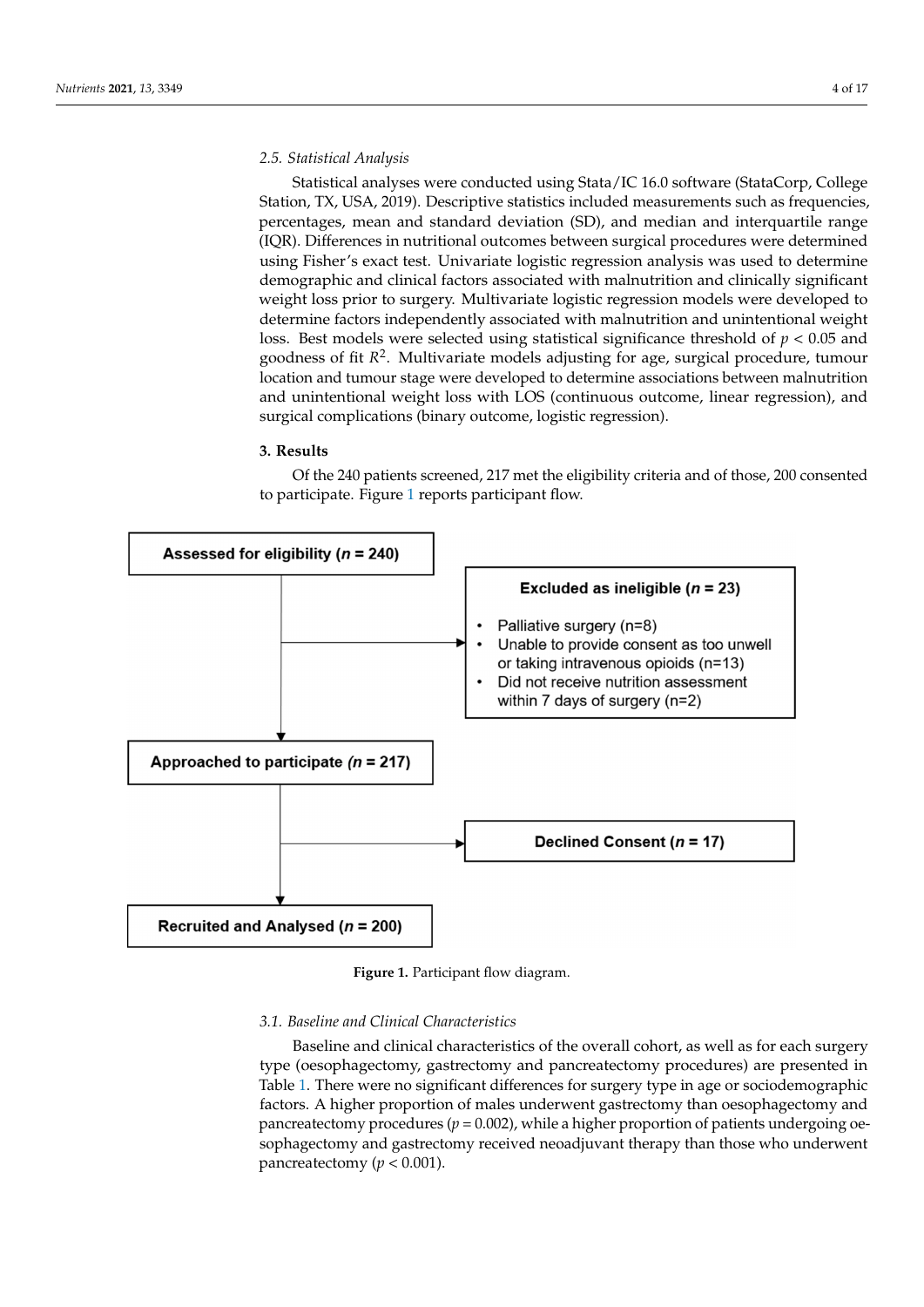### 2.5. Statistical Analysis

Statistical analyses were conducted using Stata/IC 16.0 software (StataCorp, College Station, TX, USA, 2019). Descriptive statistics included measurements such as frequencies, percentages, mean and standard deviation (SD), and median and interquartile range (IQR). Differences in nutritional outcomes between surgical procedures were determined using Fisher's exact test. Univariate logistic regression analysis was used to determine demographic and clinical factors associated with malnutrition and clinically significant weight loss prior to surgery. Multivariate logistic regression models were developed to determine factors independently associated with malnutrition and unintentional weight loss. Best models were selected using statistical significance threshold of $p < 0.05$ and goodness of fit $R^2$. Multivariate models adjusting for age, surgical procedure, tumour location and tumour stage were developed to determine associations between malnutrition and unintentional weight loss with LOS (continuous outcome, linear regression), and surgical complications (binary outcome, logistic regression).

## 3. Results

Of the 240 patients screened, 217 met the eligibility criteria and of those, 200 consented to participate. Figure 1 reports participant flow.

**Assessed for eligibility ($n$ = 240)**

**Excluded as ineligible ($n$ = 23)**
- Palliative surgery (n=8)
- Unable to provide consent as too unwell or taking intravenous opioids (n=13)
- Did not receive nutrition assessment within 7 days of surgery (n=2)

**Approached to participate ($n$ = 217)**

**Declined Consent ($n$ = 17)**

**Recruited and Analysed ($n$ = 200)**

**Figure 1.** Participant flow diagram.

### 3.1. Baseline and Clinical Characteristics

Baseline and clinical characteristics of the overall cohort, as well as for each surgery type (oesophagectomy, gastrectomy and pancreatectomy procedures) are presented in Table 1. There were no significant differences for surgery type in age or sociodemographic factors. A higher proportion of males underwent gastrectomy than oesophagectomy and pancreatectomy procedures ($p = 0.002$), while a higher proportion of patients undergoing oesophagectomy and gastrectomy received neoadjuvant therapy than those who underwent pancreatectomy ($p < 0.001$).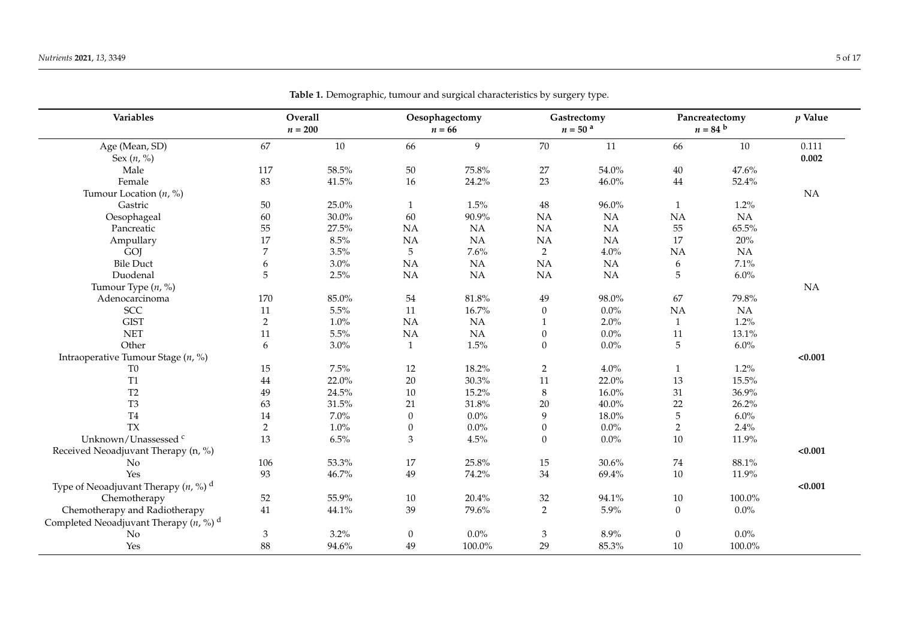**Table 1.** Demographic, tumour and surgical characteristics by surgery type.

| Variables | Overall $n = 200$ | | Oesophagectomy $n = 66$ | | Gastrectomy $n = 50$ [a] | | Pancreatectomy $n = 84$ [b] | | $p$ Value |
|---|---|---|---|---|---|---|---|---|---|
| Age (Mean, SD) | 67 | 10 | 66 | 9 | 70 | 11 | 66 | 10 | 0.111 |
| Sex ($n$, %) | | | | | | | | | **0.002** |
| Male | 117 | 58.5% | 50 | 75.8% | 27 | 54.0% | 40 | 47.6% | |
| Female | 83 | 41.5% | 16 | 24.2% | 23 | 46.0% | 44 | 52.4% | |
| Tumour Location ($n$, %) | | | | | | | | | NA |
| Gastric | 50 | 25.0% | 1 | 1.5% | 48 | 96.0% | 1 | 1.2% | |
| Oesophageal | 60 | 30.0% | 60 | 90.9% | NA | NA | NA | NA | |
| Pancreatic | 55 | 27.5% | NA | NA | NA | NA | 55 | 65.5% | |
| Ampullary | 17 | 8.5% | NA | NA | NA | NA | 17 | 20% | |
| GOJ | 7 | 3.5% | 5 | 7.6% | 2 | 4.0% | NA | NA | |
| Bile Duct | 6 | 3.0% | NA | NA | NA | NA | 6 | 7.1% | |
| Duodenal | 5 | 2.5% | NA | NA | NA | NA | 5 | 6.0% | |
| Tumour Type ($n$, %) | | | | | | | | | NA |
| Adenocarcinoma | 170 | 85.0% | 54 | 81.8% | 49 | 98.0% | 67 | 79.8% | |
| SCC | 11 | 5.5% | 11 | 16.7% | 0 | 0.0% | NA | NA | |
| GIST | 2 | 1.0% | NA | NA | 1 | 2.0% | 1 | 1.2% | |
| NET | 11 | 5.5% | NA | NA | 0 | 0.0% | 11 | 13.1% | |
| Other | 6 | 3.0% | 1 | 1.5% | 0 | 0.0% | 5 | 6.0% | |
| Intraoperative Tumour Stage ($n$, %) | | | | | | | | | **<0.001** |
| T0 | 15 | 7.5% | 12 | 18.2% | 2 | 4.0% | 1 | 1.2% | |
| T1 | 44 | 22.0% | 20 | 30.3% | 11 | 22.0% | 13 | 15.5% | |
| T2 | 49 | 24.5% | 10 | 15.2% | 8 | 16.0% | 31 | 36.9% | |
| T3 | 63 | 31.5% | 21 | 31.8% | 20 | 40.0% | 22 | 26.2% | |
| T4 | 14 | 7.0% | 0 | 0.0% | 9 | 18.0% | 5 | 6.0% | |
| TX | 2 | 1.0% | 0 | 0.0% | 0 | 0.0% | 2 | 2.4% | |
| Unknown/Unassessed [c] | 13 | 6.5% | 3 | 4.5% | 0 | 0.0% | 10 | 11.9% | |
| Received Neoadjuvant Therapy (n, %) | | | | | | | | | **<0.001** |
| No | 106 | 53.3% | 17 | 25.8% | 15 | 30.6% | 74 | 88.1% | |
| Yes | 93 | 46.7% | 49 | 74.2% | 34 | 69.4% | 10 | 11.9% | |
| Type of Neoadjuvant Therapy ($n$, %) [d] | | | | | | | | | **<0.001** |
| Chemotherapy | 52 | 55.9% | 10 | 20.4% | 32 | 94.1% | 10 | 100.0% | |
| Chemotherapy and Radiotherapy | 41 | 44.1% | 39 | 79.6% | 2 | 5.9% | 0 | 0.0% | |
| Completed Neoadjuvant Therapy ($n$, %) [d] | | | | | | | | | |
| No | 3 | 3.2% | 0 | 0.0% | 3 | 8.9% | 0 | 0.0% | |
| Yes | 88 | 94.6% | 49 | 100.0% | 29 | 85.3% | 10 | 100.0% | |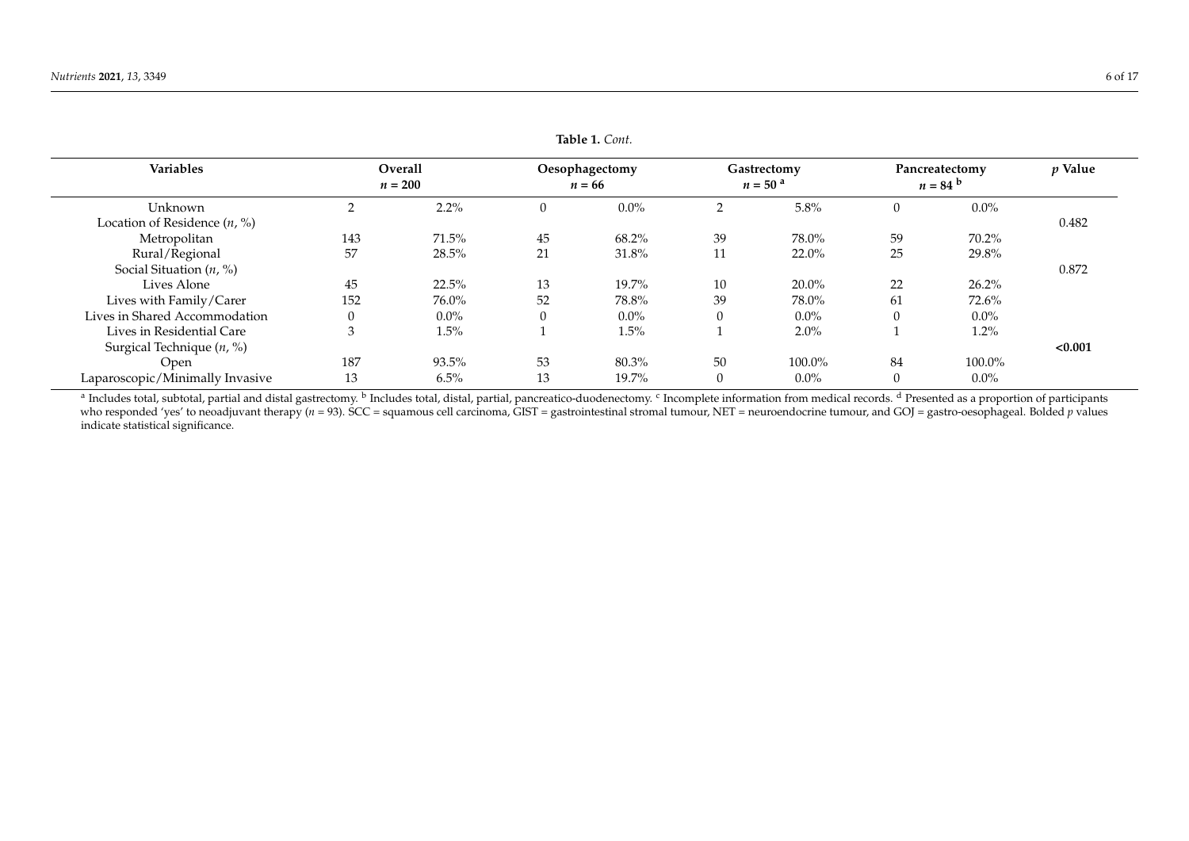**Table 1.** *Cont.*

| Variables | Overall $n = 200$ | | Oesophagectomy $n = 66$ | | Gastrectomy $n = 50$ [a] | | Pancreatectomy $n = 84$ [b] | | *p* Value |
|---|---|---|---|---|---|---|---|---|---|
| Unknown | 2 | 2.2% | 0 | 0.0% | 2 | 5.8% | 0 | 0.0% | |
| Location of Residence (*n*, %) | | | | | | | | | 0.482 |
| Metropolitan | 143 | 71.5% | 45 | 68.2% | 39 | 78.0% | 59 | 70.2% | |
| Rural/Regional | 57 | 28.5% | 21 | 31.8% | 11 | 22.0% | 25 | 29.8% | |
| Social Situation (*n*, %) | | | | | | | | | 0.872 |
| Lives Alone | 45 | 22.5% | 13 | 19.7% | 10 | 20.0% | 22 | 26.2% | |
| Lives with Family/Carer | 152 | 76.0% | 52 | 78.8% | 39 | 78.0% | 61 | 72.6% | |
| Lives in Shared Accommodation | 0 | 0.0% | 0 | 0.0% | 0 | 0.0% | 0 | 0.0% | |
| Lives in Residential Care | 3 | 1.5% | 1 | 1.5% | 1 | 2.0% | 1 | 1.2% | |
| Surgical Technique (*n*, %) | | | | | | | | | **<0.001** |
| Open | 187 | 93.5% | 53 | 80.3% | 50 | 100.0% | 84 | 100.0% | |
| Laparoscopic/Minimally Invasive | 13 | 6.5% | 13 | 19.7% | 0 | 0.0% | 0 | 0.0% | |

[a] Includes total, subtotal, partial and distal gastrectomy. [b] Includes total, distal, partial, pancreatico-duodenectomy. [c] Incomplete information from medical records. [d] Presented as a proportion of participants who responded 'yes' to neoadjuvant therapy ($n = 93$). SCC = squamous cell carcinoma, GIST = gastrointestinal stromal tumour, NET = neuroendocrine tumour, and GOJ = gastro-oesophageal. Bolded *p* values indicate statistical significance.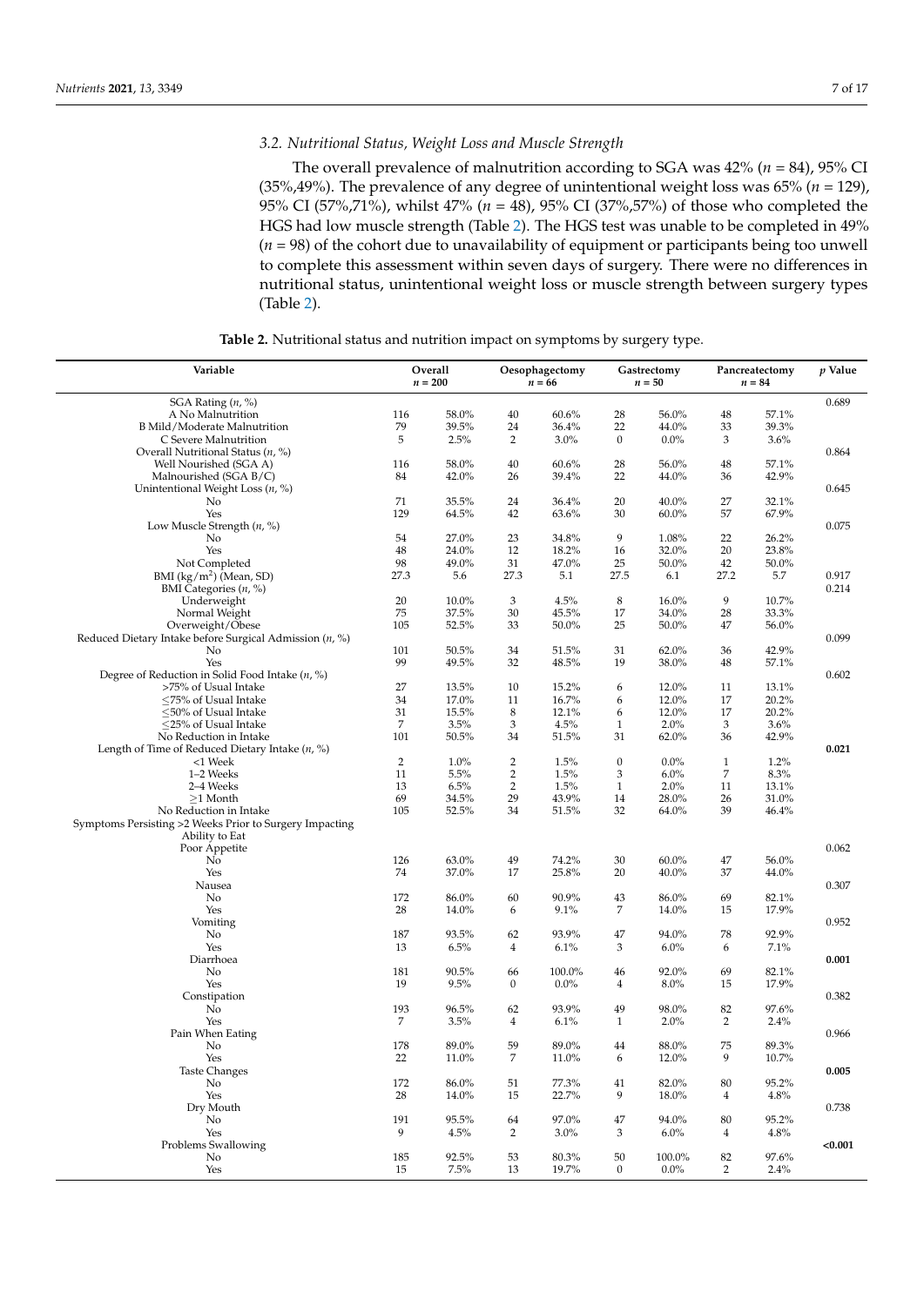### 3.2. Nutritional Status, Weight Loss and Muscle Strength

The overall prevalence of malnutrition according to SGA was 42% ($n$ = 84), 95% CI (35%,49%). The prevalence of any degree of unintentional weight loss was 65% ($n$ = 129), 95% CI (57%,71%), whilst 47% ($n$ = 48), 95% CI (37%,57%) of those who completed the HGS had low muscle strength (Table 2). The HGS test was unable to be completed in 49% ($n$ = 98) of the cohort due to unavailability of equipment or participants being too unwell to complete this assessment within seven days of surgery. There were no differences in nutritional status, unintentional weight loss or muscle strength between surgery types (Table 2).

**Table 2.** Nutritional status and nutrition impact on symptoms by surgery type.

| Variable | Overall $n$ = 200 | | Oesophagectomy $n$ = 66 | | Gastrectomy $n$ = 50 | | Pancreatectomy $n$ = 84 | | $p$ Value |
|---|---|---|---|---|---|---|---|---|---|
| SGA Rating ($n$, %) | | | | | | | | | 0.689 |
| A No Malnutrition | 116 | 58.0% | 40 | 60.6% | 28 | 56.0% | 48 | 57.1% | |
| B Mild/Moderate Malnutrition | 79 | 39.5% | 24 | 36.4% | 22 | 44.0% | 33 | 39.3% | |
| C Severe Malnutrition | 5 | 2.5% | 2 | 3.0% | 0 | 0.0% | 3 | 3.6% | |
| Overall Nutritional Status ($n$, %) | | | | | | | | | 0.864 |
| Well Nourished (SGA A) | 116 | 58.0% | 40 | 60.6% | 28 | 56.0% | 48 | 57.1% | |
| Malnourished (SGA B/C) | 84 | 42.0% | 26 | 39.4% | 22 | 44.0% | 36 | 42.9% | |
| Unintentional Weight Loss ($n$, %) | | | | | | | | | 0.645 |
| No | 71 | 35.5% | 24 | 36.4% | 20 | 40.0% | 27 | 32.1% | |
| Yes | 129 | 64.5% | 42 | 63.6% | 30 | 60.0% | 57 | 67.9% | |
| Low Muscle Strength ($n$, %) | | | | | | | | | 0.075 |
| No | 54 | 27.0% | 23 | 34.8% | 9 | 1.08% | 22 | 26.2% | |
| Yes | 48 | 24.0% | 12 | 18.2% | 16 | 32.0% | 20 | 23.8% | |
| Not Completed | 98 | 49.0% | 31 | 47.0% | 25 | 50.0% | 42 | 50.0% | |
| BMI (kg/m$^2$) (Mean, SD) | 27.3 | 5.6 | 27.3 | 5.1 | 27.5 | 6.1 | 27.2 | 5.7 | 0.917 |
| BMI Categories ($n$, %) | | | | | | | | | 0.214 |
| Underweight | 20 | 10.0% | 3 | 4.5% | 8 | 16.0% | 9 | 10.7% | |
| Normal Weight | 75 | 37.5% | 30 | 45.5% | 17 | 34.0% | 28 | 33.3% | |
| Overweight/Obese | 105 | 52.5% | 33 | 50.0% | 25 | 50.0% | 47 | 56.0% | |
| Reduced Dietary Intake before Surgical Admission ($n$, %) | | | | | | | | | 0.099 |
| No | 101 | 50.5% | 34 | 51.5% | 31 | 62.0% | 36 | 42.9% | |
| Yes | 99 | 49.5% | 32 | 48.5% | 19 | 38.0% | 48 | 57.1% | |
| Degree of Reduction in Solid Food Intake ($n$, %) | | | | | | | | | 0.602 |
| >75% of Usual Intake | 27 | 13.5% | 10 | 15.2% | 6 | 12.0% | 11 | 13.1% | |
| ≤75% of Usual Intake | 34 | 17.0% | 11 | 16.7% | 6 | 12.0% | 17 | 20.2% | |
| ≤50% of Usual Intake | 31 | 15.5% | 8 | 12.1% | 6 | 12.0% | 17 | 20.2% | |
| ≤25% of Usual Intake | 7 | 3.5% | 3 | 4.5% | 1 | 2.0% | 3 | 3.6% | |
| No Reduction in Intake | 101 | 50.5% | 34 | 51.5% | 31 | 62.0% | 36 | 42.9% | |
| Length of Time of Reduced Dietary Intake ($n$, %) | | | | | | | | | **0.021** |
| <1 Week | 2 | 1.0% | 2 | 1.5% | 0 | 0.0% | 1 | 1.2% | |
| 1–2 Weeks | 11 | 5.5% | 2 | 1.5% | 3 | 6.0% | 7 | 8.3% | |
| 2–4 Weeks | 13 | 6.5% | 2 | 1.5% | 1 | 2.0% | 11 | 13.1% | |
| ≥1 Month | 69 | 34.5% | 29 | 43.9% | 14 | 28.0% | 26 | 31.0% | |
| No Reduction in Intake | 105 | 52.5% | 34 | 51.5% | 32 | 64.0% | 39 | 46.4% | |
| Symptoms Persisting >2 Weeks Prior to Surgery Impacting Ability to Eat | | | | | | | | | |
| Poor Appetite | | | | | | | | | 0.062 |
| No | 126 | 63.0% | 49 | 74.2% | 30 | 60.0% | 47 | 56.0% | |
| Yes | 74 | 37.0% | 17 | 25.8% | 20 | 40.0% | 37 | 44.0% | |
| Nausea | | | | | | | | | 0.307 |
| No | 172 | 86.0% | 60 | 90.9% | 43 | 86.0% | 69 | 82.1% | |
| Yes | 28 | 14.0% | 6 | 9.1% | 7 | 14.0% | 15 | 17.9% | |
| Vomiting | | | | | | | | | 0.952 |
| No | 187 | 93.5% | 62 | 93.9% | 47 | 94.0% | 78 | 92.9% | |
| Yes | 13 | 6.5% | 4 | 6.1% | 3 | 6.0% | 6 | 7.1% | |
| Diarrhoea | | | | | | | | | **0.001** |
| No | 181 | 90.5% | 66 | 100.0% | 46 | 92.0% | 69 | 82.1% | |
| Yes | 19 | 9.5% | 0 | 0.0% | 4 | 8.0% | 15 | 17.9% | |
| Constipation | | | | | | | | | 0.382 |
| No | 193 | 96.5% | 62 | 93.9% | 49 | 98.0% | 82 | 97.6% | |
| Yes | 7 | 3.5% | 4 | 6.1% | 1 | 2.0% | 2 | 2.4% | |
| Pain When Eating | | | | | | | | | 0.966 |
| No | 178 | 89.0% | 59 | 89.0% | 44 | 88.0% | 75 | 89.3% | |
| Yes | 22 | 11.0% | 7 | 11.0% | 6 | 12.0% | 9 | 10.7% | |
| Taste Changes | | | | | | | | | **0.005** |
| No | 172 | 86.0% | 51 | 77.3% | 41 | 82.0% | 80 | 95.2% | |
| Yes | 28 | 14.0% | 15 | 22.7% | 9 | 18.0% | 4 | 4.8% | |
| Dry Mouth | | | | | | | | | 0.738 |
| No | 191 | 95.5% | 64 | 97.0% | 47 | 94.0% | 80 | 95.2% | |
| Yes | 9 | 4.5% | 2 | 3.0% | 3 | 6.0% | 4 | 4.8% | |
| Problems Swallowing | | | | | | | | | **<0.001** |
| No | 185 | 92.5% | 53 | 80.3% | 50 | 100.0% | 82 | 97.6% | |
| Yes | 15 | 7.5% | 13 | 19.7% | 0 | 0.0% | 2 | 2.4% | |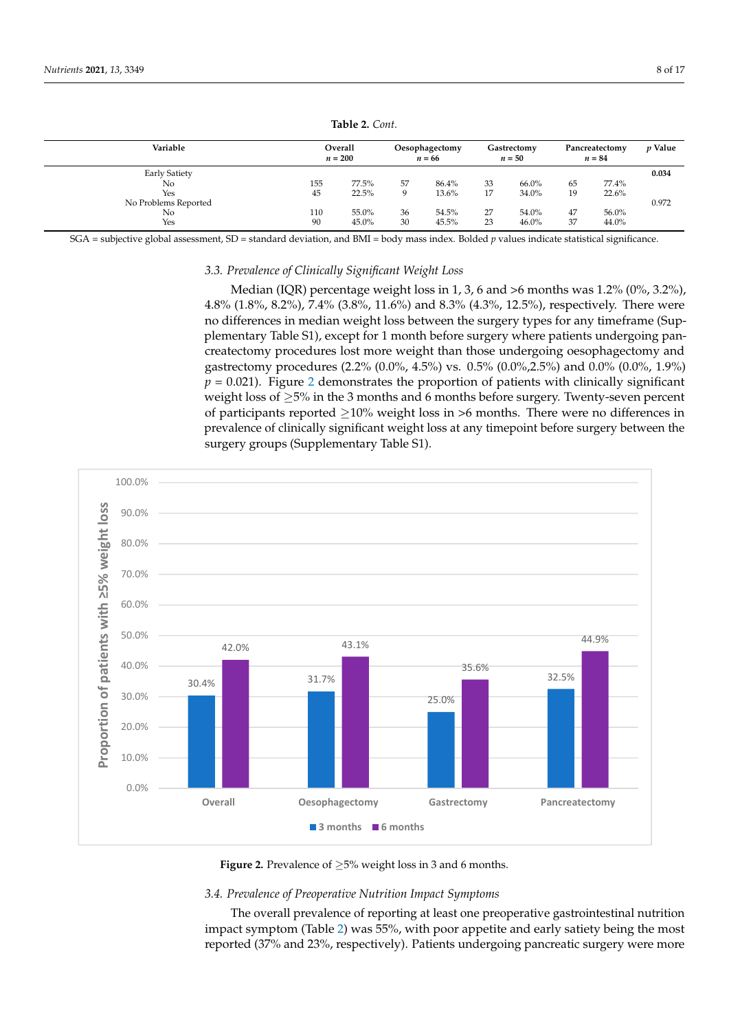**Table 2.** *Cont.*

| Variable | Overall<br>*n* = 200 | | Oesophagectomy<br>*n* = 66 | | Gastrectomy<br>*n* = 50 | | Pancreatectomy<br>*n* = 84 | | *p* Value |
|---|---|---|---|---|---|---|---|---|---|
| Early Satiety | | | | | | | | | **0.034** |
| No | 155 | 77.5% | 57 | 86.4% | 33 | 66.0% | 65 | 77.4% | |
| Yes | 45 | 22.5% | 9 | 13.6% | 17 | 34.0% | 19 | 22.6% | |
| No Problems Reported | | | | | | | | | 0.972 |
| No | 110 | 55.0% | 36 | 54.5% | 27 | 54.0% | 47 | 56.0% | |
| Yes | 90 | 45.0% | 30 | 45.5% | 23 | 46.0% | 37 | 44.0% | |

SGA = subjective global assessment, SD = standard deviation, and BMI = body mass index. Bolded *p* values indicate statistical significance.

### 3.3. Prevalence of Clinically Significant Weight Loss

Median (IQR) percentage weight loss in 1, 3, 6 and >6 months was 1.2% (0%, 3.2%), 4.8% (1.8%, 8.2%), 7.4% (3.8%, 11.6%) and 8.3% (4.3%, 12.5%), respectively. There were no differences in median weight loss between the surgery types for any timeframe (Supplementary Table S1), except for 1 month before surgery where patients undergoing pancreatectomy procedures lost more weight than those undergoing oesophagectomy and gastrectomy procedures (2.2% (0.0%, 4.5%) vs. 0.5% (0.0%,2.5%) and 0.0% (0.0%, 1.9%) $p = 0.021$). Figure 2 demonstrates the proportion of patients with clinically significant weight loss of ≥5% in the 3 months and 6 months before surgery. Twenty-seven percent of participants reported ≥10% weight loss in >6 months. There were no differences in prevalence of clinically significant weight loss at any timepoint before surgery between the surgery groups (Supplementary Table S1).

**Figure 2.** Prevalence of ≥5% weight loss in 3 and 6 months.

### 3.4. Prevalence of Preoperative Nutrition Impact Symptoms

The overall prevalence of reporting at least one preoperative gastrointestinal nutrition impact symptom (Table 2) was 55%, with poor appetite and early satiety being the most reported (37% and 23%, respectively). Patients undergoing pancreatic surgery were more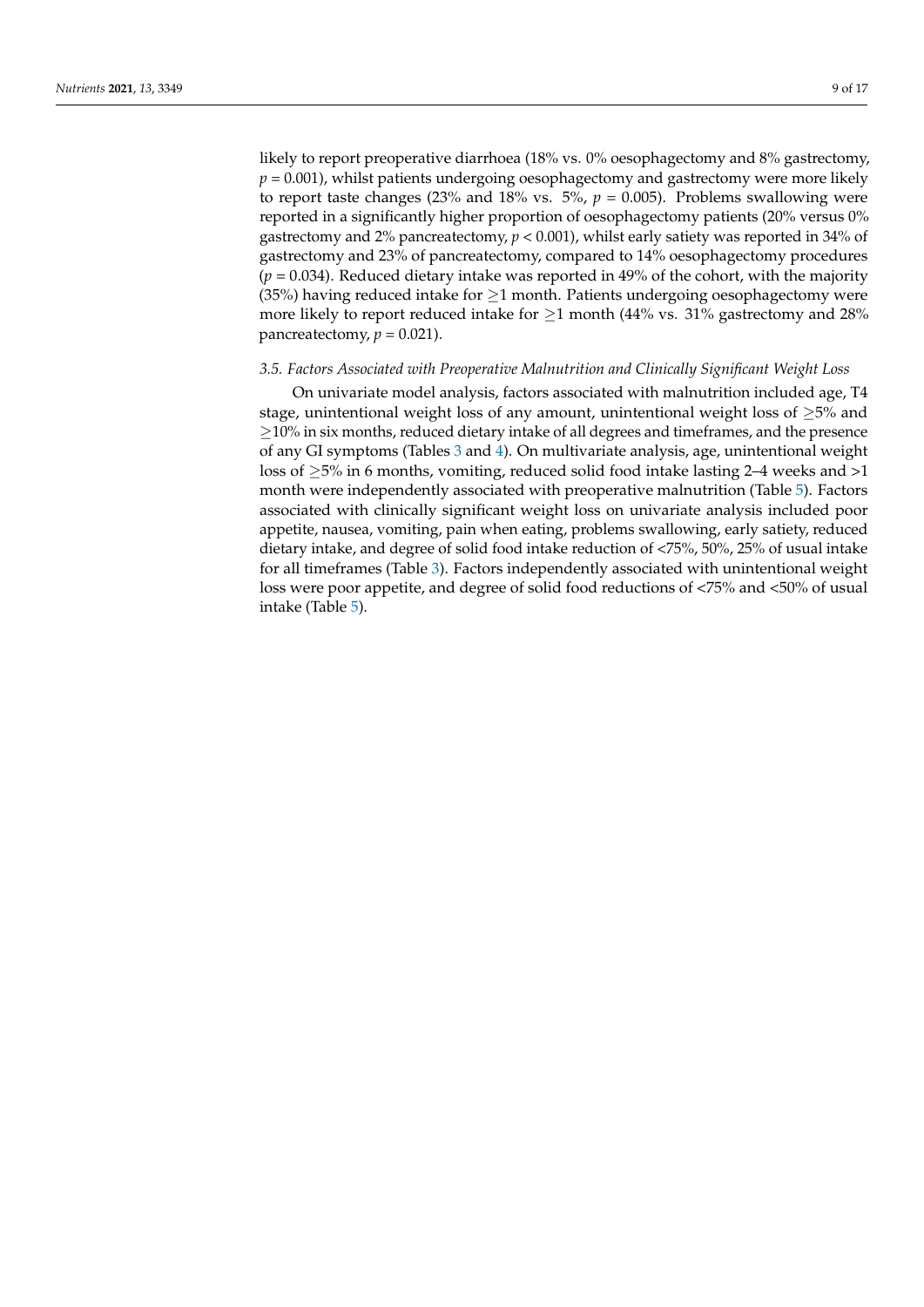likely to report preoperative diarrhoea (18% vs. 0% oesophagectomy and 8% gastrectomy, $p = 0.001$), whilst patients undergoing oesophagectomy and gastrectomy were more likely to report taste changes (23% and 18% vs. 5%, $p = 0.005$). Problems swallowing were reported in a significantly higher proportion of oesophagectomy patients (20% versus 0% gastrectomy and 2% pancreatectomy, $p < 0.001$), whilst early satiety was reported in 34% of gastrectomy and 23% of pancreatectomy, compared to 14% oesophagectomy procedures ($p = 0.034$). Reduced dietary intake was reported in 49% of the cohort, with the majority (35%) having reduced intake for $\geq$1 month. Patients undergoing oesophagectomy were more likely to report reduced intake for $\geq$1 month (44% vs. 31% gastrectomy and 28% pancreatectomy, $p = 0.021$).

### *3.5. Factors Associated with Preoperative Malnutrition and Clinically Significant Weight Loss*

On univariate model analysis, factors associated with malnutrition included age, T4 stage, unintentional weight loss of any amount, unintentional weight loss of $\geq$5% and $\geq$10% in six months, reduced dietary intake of all degrees and timeframes, and the presence of any GI symptoms (Tables 3 and 4). On multivariate analysis, age, unintentional weight loss of $\geq$5% in 6 months, vomiting, reduced solid food intake lasting 2–4 weeks and >1 month were independently associated with preoperative malnutrition (Table 5). Factors associated with clinically significant weight loss on univariate analysis included poor appetite, nausea, vomiting, pain when eating, problems swallowing, early satiety, reduced dietary intake, and degree of solid food intake reduction of <75%, 50%, 25% of usual intake for all timeframes (Table 3). Factors independently associated with unintentional weight loss were poor appetite, and degree of solid food reductions of <75% and <50% of usual intake (Table 5).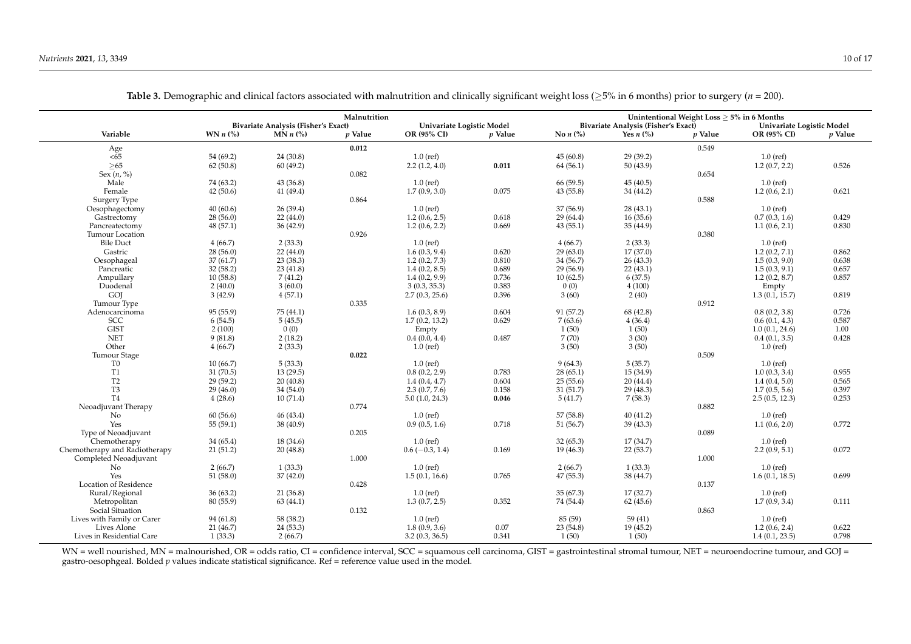**Table 3.** Demographic and clinical factors associated with malnutrition and clinically significant weight loss (≥5% in 6 months) prior to surgery ($n$ = 200).

| | Malnutrition | | | | | Unintentional Weight Loss ≥ 5% in 6 Months | | | | |
|---|---|---|---|---|---|---|---|---|---|---|
| | Bivariate Analysis (Fisher's Exact) | | | Univariate Logistic Model | | Bivariate Analysis (Fisher's Exact) | | | Univariate Logistic Model | |
| Variable | WN $n$ (%) | MN $n$ (%) | $p$ Value | OR (95% CI) | $p$ Value | No $n$ (%) | Yes $n$ (%) | $p$ Value | OR (95% CI) | $p$ Value |
| Age | | | **0.012** | | | | | 0.549 | | |
| <65 | 54 (69.2) | 24 (30.8) | | 1.0 (ref) | | 45 (60.8) | 29 (39.2) | | 1.0 (ref) | |
| ≥65 | 62 (50.8) | 60 (49.2) | | 2.2 (1.2, 4.0) | **0.011** | 64 (56.1) | 50 (43.9) | | 1.2 (0.7, 2.2) | 0.526 |
| Sex ($n$, %) | | | 0.082 | | | | | 0.654 | | |
| Male | 74 (63.2) | 43 (36.8) | | 1.0 (ref) | | 66 (59.5) | 45 (40.5) | | 1.0 (ref) | |
| Female | 42 (50.6) | 41 (49.4) | | 1.7 (0.9, 3.0) | 0.075 | 43 (55.8) | 34 (44.2) | | 1.2 (0.6, 2.1) | 0.621 |
| Surgery Type | | | 0.864 | | | | | 0.588 | | |
| Oesophagectomy | 40 (60.6) | 26 (39.4) | | 1.0 (ref) | | 37 (56.9) | 28 (43.1) | | 1.0 (ref) | |
| Gastrectomy | 28 (56.0) | 22 (44.0) | | 1.2 (0.6, 2.5) | 0.618 | 29 (64.4) | 16 (35.6) | | 0.7 (0.3, 1.6) | 0.429 |
| Pancreatectomy | 48 (57.1) | 36 (42.9) | | 1.2 (0.6, 2.2) | 0.669 | 43 (55.1) | 35 (44.9) | | 1.1 (0.6, 2.1) | 0.830 |
| Tumour Location | | | 0.926 | | | | | 0.380 | | |
| Bile Duct | 4 (66.7) | 2 (33.3) | | 1.0 (ref) | | 4 (66.7) | 2 (33.3) | | 1.0 (ref) | |
| Gastric | 28 (56.0) | 22 (44.0) | | 1.6 (0.3, 9.4) | 0.620 | 29 (63.0) | 17 (37.0) | | 1.2 (0.2, 7.1) | 0.862 |
| Oesophageal | 37 (61.7) | 23 (38.3) | | 1.2 (0.2, 7.3) | 0.810 | 34 (56.7) | 26 (43.3) | | 1.5 (0.3, 9.0) | 0.638 |
| Pancreatic | 32 (58.2) | 23 (41.8) | | 1.4 (0.2, 8.5) | 0.689 | 29 (56.9) | 22 (43.1) | | 1.5 (0.3, 9.1) | 0.657 |
| Ampullary | 10 (58.8) | 7 (41.2) | | 1.4 (0.2, 9.9) | 0.736 | 10 (62.5) | 6 (37.5) | | 1.2 (0.2, 8.7) | 0.857 |
| Duodenal | 2 (40.0) | 3 (60.0) | | 3 (0.3, 35.3) | 0.383 | 0 (0) | 4 (100) | | Empty | |
| GOJ | 3 (42.9) | 4 (57.1) | | 2.7 (0.3, 25.6) | 0.396 | 3 (60) | 2 (40) | | 1.3 (0.1, 15.7) | 0.819 |
| Tumour Type | | | 0.335 | | | | | 0.912 | | |
| Adenocarcinoma | 95 (55.9) | 75 (44.1) | | 1.6 (0.3, 8.9) | 0.604 | 91 (57.2) | 68 (42.8) | | 0.8 (0.2, 3.8) | 0.726 |
| SCC | 6 (54.5) | 5 (45.5) | | 1.7 (0.2, 13.2) | 0.629 | 7 (63.6) | 4 (36.4) | | 0.6 (0.1, 4.3) | 0.587 |
| GIST | 2 (100) | 0 (0) | | Empty | | 1 (50) | 1 (50) | | 1.0 (0.1, 24.6) | 1.00 |
| NET | 9 (81.8) | 2 (18.2) | | 0.4 (0.0, 4.4) | 0.487 | 7 (70) | 3 (30) | | 0.4 (0.1, 3.5) | 0.428 |
| Other | 4 (66.7) | 2 (33.3) | | 1.0 (ref) | | 3 (50) | 3 (50) | | 1.0 (ref) | |
| Tumour Stage | | | **0.022** | | | | | 0.509 | | |
| T0 | 10 (66.7) | 5 (33.3) | | 1.0 (ref) | | 9 (64.3) | 5 (35.7) | | 1.0 (ref) | |
| T1 | 31 (70.5) | 13 (29.5) | | 0.8 (0.2, 2.9) | 0.783 | 28 (65.1) | 15 (34.9) | | 1.0 (0.3, 3.4) | 0.955 |
| T2 | 29 (59.2) | 20 (40.8) | | 1.4 (0.4, 4.7) | 0.604 | 25 (55.6) | 20 (44.4) | | 1.4 (0.4, 5.0) | 0.565 |
| T3 | 29 (46.0) | 34 (54.0) | | 2.3 (0.7, 7.6) | 0.158 | 31 (51.7) | 29 (48.3) | | 1.7 (0.5, 5.6) | 0.397 |
| T4 | 4 (28.6) | 10 (71.4) | | 5.0 (1.0, 24.3) | **0.046** | 5 (41.7) | 7 (58.3) | | 2.5 (0.5, 12.3) | 0.253 |
| Neoadjuvant Therapy | | | 0.774 | | | | | 0.882 | | |
| No | 60 (56.6) | 46 (43.4) | | 1.0 (ref) | | 57 (58.8) | 40 (41.2) | | 1.0 (ref) | |
| Yes | 55 (59.1) | 38 (40.9) | | 0.9 (0.5, 1.6) | 0.718 | 51 (56.7) | 39 (43.3) | | 1.1 (0.6, 2.0) | 0.772 |
| Type of Neoadjuvant | | | 0.205 | | | | | 0.089 | | |
| Chemotherapy | 34 (65.4) | 18 (34.6) | | 1.0 (ref) | | 32 (65.3) | 17 (34.7) | | 1.0 (ref) | |
| Chemotherapy and Radiotherapy | 21 (51.2) | 20 (48.8) | | 0.6 (−0.3, 1.4) | 0.169 | 19 (46.3) | 22 (53.7) | | 2.2 (0.9, 5.1) | 0.072 |
| Completed Neoadjuvant | | | 1.000 | | | | | 1.000 | | |
| No | 2 (66.7) | 1 (33.3) | | 1.0 (ref) | | 2 (66.7) | 1 (33.3) | | 1.0 (ref) | |
| Yes | 51 (58.0) | 37 (42.0) | | 1.5 (0.1, 16.6) | 0.765 | 47 (55.3) | 38 (44.7) | | 1.6 (0.1, 18.5) | 0.699 |
| Location of Residence | | | 0.428 | | | | | 0.137 | | |
| Rural/Regional | 36 (63.2) | 21 (36.8) | | 1.0 (ref) | | 35 (67.3) | 17 (32.7) | | 1.0 (ref) | |
| Metropolitan | 80 (55.9) | 63 (44.1) | | 1.3 (0.7, 2.5) | 0.352 | 74 (54.4) | 62 (45.6) | | 1.7 (0.9, 3.4) | 0.111 |
| Social Situation | | | 0.132 | | | | | 0.863 | | |
| Lives with Family or Carer | 94 (61.8) | 58 (38.2) | | 1.0 (ref) | | 85 (59) | 59 (41) | | 1.0 (ref) | |
| Lives Alone | 21 (46.7) | 24 (53.3) | | 1.8 (0.9, 3.6) | 0.07 | 23 (54.8) | 19 (45.2) | | 1.2 (0.6, 2.4) | 0.622 |
| Lives in Residential Care | 1 (33.3) | 2 (66.7) | | 3.2 (0.3, 36.5) | 0.341 | 1 (50) | 1 (50) | | 1.4 (0.1, 23.5) | 0.798 |

WN = well nourished, MN = malnourished, OR = odds ratio, CI = confidence interval, SCC = squamous cell carcinoma, GIST = gastrointestinal stromal tumour, NET = neuroendocrine tumour, and GOJ = gastro-oesophgeal. Bolded $p$ values indicate statistical significance. Ref = reference value used in the model.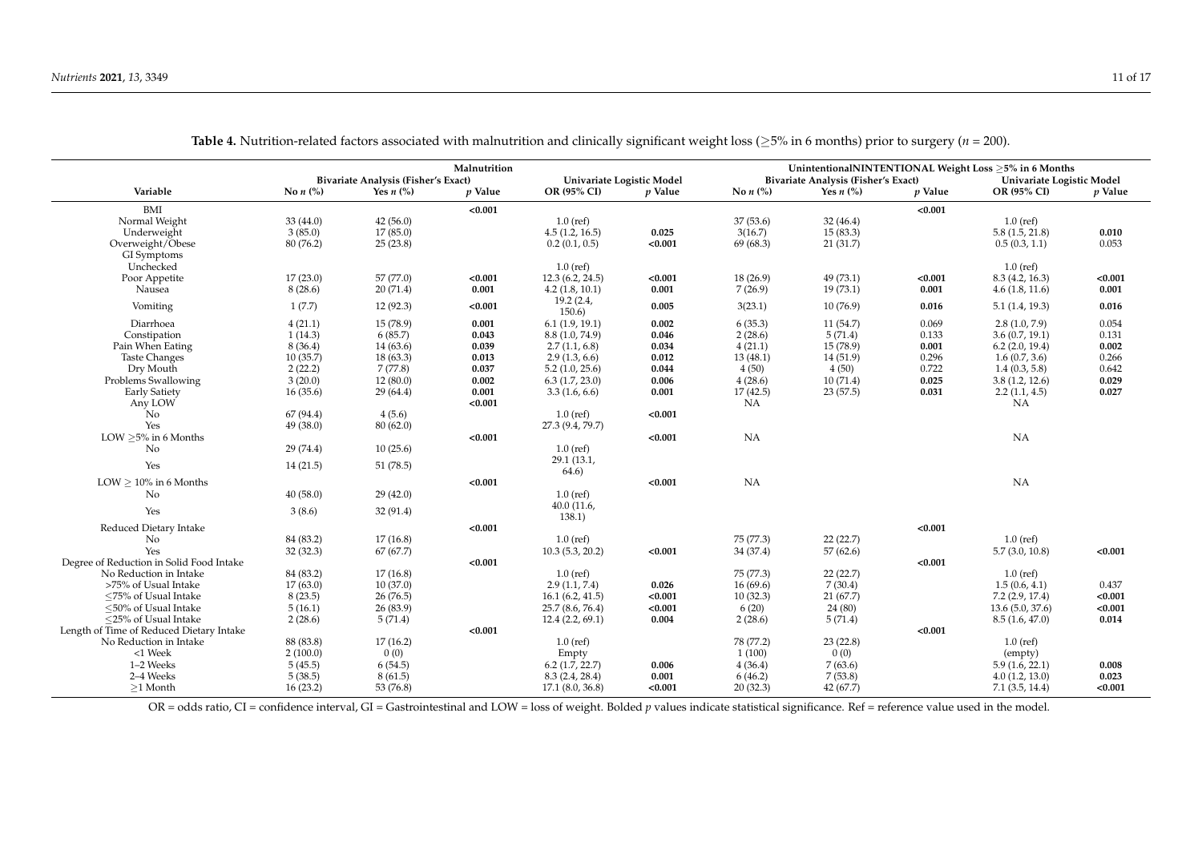**Table 4.** Nutrition-related factors associated with malnutrition and clinically significant weight loss (≥5% in 6 months) prior to surgery (*n* = 200).

| Variable | Malnutrition | | | | | UnintentionalNINTENTIONAL Weight Loss ≥5% in 6 Months | | | | |
|---|---|---|---|---|---|---|---|---|---|---|
| | Bivariate Analysis (Fisher's Exact) | | | Univariate Logistic Model | | Bivariate Analysis (Fisher's Exact) | | | Univariate Logistic Model | |
| | No *n* (%) | Yes *n* (%) | *p* Value | OR (95% CI) | *p* Value | No *n* (%) | Yes *n* (%) | *p* Value | OR (95% CI) | *p* Value |
| BMI | | | **<0.001** | | | | | **<0.001** | | |
| Normal Weight | 33 (44.0) | 42 (56.0) | | 1.0 (ref) | | 37 (53.6) | 32 (46.4) | | 1.0 (ref) | |
| Underweight | 3 (85.0) | 17 (85.0) | | 4.5 (1.2, 16.5) | **0.025** | 3(16.7) | 15 (83.3) | | 5.8 (1.5, 21.8) | **0.010** |
| Overweight/Obese | 80 (76.2) | 25 (23.8) | | 0.2 (0.1, 0.5) | **<0.001** | 69 (68.3) | 21 (31.7) | | 0.5 (0.3, 1.1) | 0.053 |
| GI Symptoms | | | | | | | | | | |
| Unchecked | | | | 1.0 (ref) | | | | | 1.0 (ref) | |
| Poor Appetite | 17 (23.0) | 57 (77.0) | **<0.001** | 12.3 (6.2, 24.5) | **<0.001** | 18 (26.9) | 49 (73.1) | **<0.001** | 8.3 (4.2, 16.3) | **<0.001** |
| Nausea | 8 (28.6) | 20 (71.4) | **0.001** | 4.2 (1.8, 10.1) | **0.001** | 7 (26.9) | 19 (73.1) | **0.001** | 4.6 (1.8, 11.6) | **0.001** |
| Vomiting | 1 (7.7) | 12 (92.3) | **<0.001** | 19.2 (2.4, 150.6) | **0.005** | 3(23.1) | 10 (76.9) | **0.016** | 5.1 (1.4, 19.3) | **0.016** |
| Diarrhoea | 4 (21.1) | 15 (78.9) | **0.001** | 6.1 (1.9, 19.1) | **0.002** | 6 (35.3) | 11 (54.7) | 0.069 | 2.8 (1.0, 7.9) | 0.054 |
| Constipation | 1 (14.3) | 6 (85.7) | **0.043** | 8.8 (1.0, 74.9) | **0.046** | 2 (28.6) | 5 (71.4) | 0.133 | 3.6 (0.7, 19.1) | 0.131 |
| Pain When Eating | 8 (36.4) | 14 (63.6) | **0.039** | 2.7 (1.1, 6.8) | **0.034** | 4 (21.1) | 15 (78.9) | **0.001** | 6.2 (2.0, 19.4) | **0.002** |
| Taste Changes | 10 (35.7) | 18 (63.3) | **0.013** | 2.9 (1.3, 6.6) | **0.012** | 13 (48.1) | 14 (51.9) | 0.296 | 1.6 (0.7, 3.6) | 0.266 |
| Dry Mouth | 2 (22.2) | 7 (77.8) | **0.037** | 5.2 (1.0, 25.6) | **0.044** | 4 (50) | 4 (50) | 0.722 | 1.4 (0.3, 5.8) | 0.642 |
| Problems Swallowing | 3 (20.0) | 12 (80.0) | **0.002** | 6.3 (1.7, 23.0) | **0.006** | 4 (28.6) | 10 (71.4) | **0.025** | 3.8 (1.2, 12.6) | **0.029** |
| Early Satiety | 16 (35.6) | 29 (64.4) | **0.001** | 3.3 (1.6, 6.6) | **0.001** | 17 (42.5) | 23 (57.5) | **0.031** | 2.2 (1.1, 4.5) | **0.027** |
| Any LOW | | | **<0.001** | | | NA | | | NA | |
| No | 67 (94.4) | 4 (5.6) | | 1.0 (ref) | **<0.001** | | | | | |
| Yes | 49 (38.0) | 80 (62.0) | | 27.3 (9.4, 79.7) | | | | | | |
| LOW ≥5% in 6 Months | | | **<0.001** | | **<0.001** | NA | | | NA | |
| No | 29 (74.4) | 10 (25.6) | | 1.0 (ref) | | | | | | |
| Yes | 14 (21.5) | 51 (78.5) | | 29.1 (13.1, 64.6) | | | | | | |
| LOW ≥ 10% in 6 Months | | | **<0.001** | | **<0.001** | NA | | | NA | |
| No | 40 (58.0) | 29 (42.0) | | 1.0 (ref) | | | | | | |
| Yes | 3 (8.6) | 32 (91.4) | | 40.0 (11.6, 138.1) | | | | | | |
| Reduced Dietary Intake | | | **<0.001** | | | | | **<0.001** | | |
| No | 84 (83.2) | 17 (16.8) | | 1.0 (ref) | | 75 (77.3) | 22 (22.7) | | 1.0 (ref) | |
| Yes | 32 (32.3) | 67 (67.7) | | 10.3 (5.3, 20.2) | **<0.001** | 34 (37.4) | 57 (62.6) | | 5.7 (3.0, 10.8) | **<0.001** |
| Degree of Reduction in Solid Food Intake | | | **<0.001** | | | | | **<0.001** | | |
| No Reduction in Intake | 84 (83.2) | 17 (16.8) | | 1.0 (ref) | | 75 (77.3) | 22 (22.7) | | 1.0 (ref) | |
| >75% of Usual Intake | 17 (63.0) | 10 (37.0) | | 2.9 (1.1, 7.4) | **0.026** | 16 (69.6) | 7 (30.4) | | 1.5 (0.6, 4.1) | 0.437 |
| ≤75% of Usual Intake | 8 (23.5) | 26 (76.5) | | 16.1 (6.2, 41.5) | **<0.001** | 10 (32.3) | 21 (67.7) | | 7.2 (2.9, 17.4) | **<0.001** |
| ≤50% of Usual Intake | 5 (16.1) | 26 (83.9) | | 25.7 (8.6, 76.4) | **<0.001** | 6 (20) | 24 (80) | | 13.6 (5.0, 37.6) | **<0.001** |
| ≤25% of Usual Intake | 2 (28.6) | 5 (71.4) | | 12.4 (2.2, 69.1) | **0.004** | 2 (28.6) | 5 (71.4) | | 8.5 (1.6, 47.0) | **0.014** |
| Length of Time of Reduced Dietary Intake | | | **<0.001** | | | | | **<0.001** | | |
| No Reduction in Intake | 88 (83.8) | 17 (16.2) | | 1.0 (ref) | | 78 (77.2) | 23 (22.8) | | 1.0 (ref) | |
| <1 Week | 2 (100.0) | 0 (0) | | Empty | | 1 (100) | 0 (0) | | (empty) | |
| 1–2 Weeks | 5 (45.5) | 6 (54.5) | | 6.2 (1.7, 22.7) | **0.006** | 4 (36.4) | 7 (63.6) | | 5.9 (1.6, 22.1) | **0.008** |
| 2–4 Weeks | 5 (38.5) | 8 (61.5) | | 8.3 (2.4, 28.4) | **0.001** | 6 (46.2) | 7 (53.8) | | 4.0 (1.2, 13.0) | **0.023** |
| ≥1 Month | 16 (23.2) | 53 (76.8) | | 17.1 (8.0, 36.8) | **<0.001** | 20 (32.3) | 42 (67.7) | | 7.1 (3.5, 14.4) | **<0.001** |

OR = odds ratio, CI = confidence interval, GI = Gastrointestinal and LOW = loss of weight. Bolded *p* values indicate statistical significance. Ref = reference value used in the model.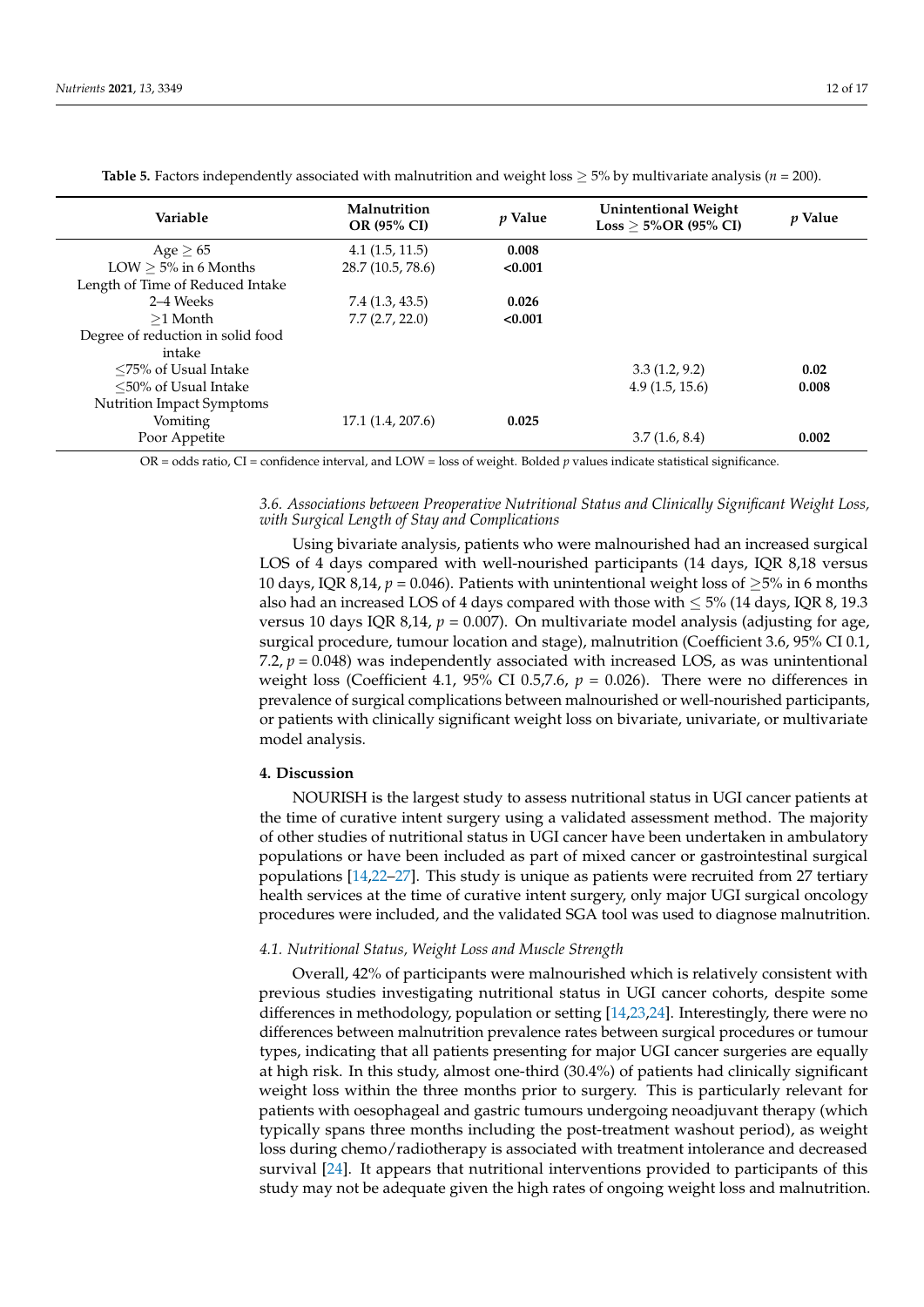**Table 5.** Factors independently associated with malnutrition and weight loss ≥ 5% by multivariate analysis ($n$ = 200).

| Variable | Malnutrition OR (95% CI) | $p$ Value | Unintentional Weight Loss ≥ 5%OR (95% CI) | $p$ Value |
|---|---|---|---|---|
| Age ≥ 65 | 4.1 (1.5, 11.5) | **0.008** | | |
| LOW ≥ 5% in 6 Months | 28.7 (10.5, 78.6) | **<0.001** | | |
| Length of Time of Reduced Intake | | | | |
| 2–4 Weeks | 7.4 (1.3, 43.5) | **0.026** | | |
| ≥1 Month | 7.7 (2.7, 22.0) | **<0.001** | | |
| Degree of reduction in solid food intake | | | | |
| ≤75% of Usual Intake | | | 3.3 (1.2, 9.2) | **0.02** |
| ≤50% of Usual Intake | | | 4.9 (1.5, 15.6) | **0.008** |
| Nutrition Impact Symptoms | | | | |
| Vomiting | 17.1 (1.4, 207.6) | **0.025** | | |
| Poor Appetite | | | 3.7 (1.6, 8.4) | **0.002** |

OR = odds ratio, CI = confidence interval, and LOW = loss of weight. Bolded $p$ values indicate statistical significance.

### *3.6. Associations between Preoperative Nutritional Status and Clinically Significant Weight Loss, with Surgical Length of Stay and Complications*

Using bivariate analysis, patients who were malnourished had an increased surgical LOS of 4 days compared with well-nourished participants (14 days, IQR 8,18 versus 10 days, IQR 8,14, $p$ = 0.046). Patients with unintentional weight loss of ≥5% in 6 months also had an increased LOS of 4 days compared with those with ≤ 5% (14 days, IQR 8, 19.3 versus 10 days IQR 8,14, $p$ = 0.007). On multivariate model analysis (adjusting for age, surgical procedure, tumour location and stage), malnutrition (Coefficient 3.6, 95% CI 0.1, 7.2, $p$ = 0.048) was independently associated with increased LOS, as was unintentional weight loss (Coefficient 4.1, 95% CI 0.5,7.6, $p$ = 0.026). There were no differences in prevalence of surgical complications between malnourished or well-nourished participants, or patients with clinically significant weight loss on bivariate, univariate, or multivariate model analysis.

## 4. Discussion

NOURISH is the largest study to assess nutritional status in UGI cancer patients at the time of curative intent surgery using a validated assessment method. The majority of other studies of nutritional status in UGI cancer have been undertaken in ambulatory populations or have been included as part of mixed cancer or gastrointestinal surgical populations [14,22–27]. This study is unique as patients were recruited from 27 tertiary health services at the time of curative intent surgery, only major UGI surgical oncology procedures were included, and the validated SGA tool was used to diagnose malnutrition.

### *4.1. Nutritional Status, Weight Loss and Muscle Strength*

Overall, 42% of participants were malnourished which is relatively consistent with previous studies investigating nutritional status in UGI cancer cohorts, despite some differences in methodology, population or setting [14,23,24]. Interestingly, there were no differences between malnutrition prevalence rates between surgical procedures or tumour types, indicating that all patients presenting for major UGI cancer surgeries are equally at high risk. In this study, almost one-third (30.4%) of patients had clinically significant weight loss within the three months prior to surgery. This is particularly relevant for patients with oesophageal and gastric tumours undergoing neoadjuvant therapy (which typically spans three months including the post-treatment washout period), as weight loss during chemo/radiotherapy is associated with treatment intolerance and decreased survival [24]. It appears that nutritional interventions provided to participants of this study may not be adequate given the high rates of ongoing weight loss and malnutrition.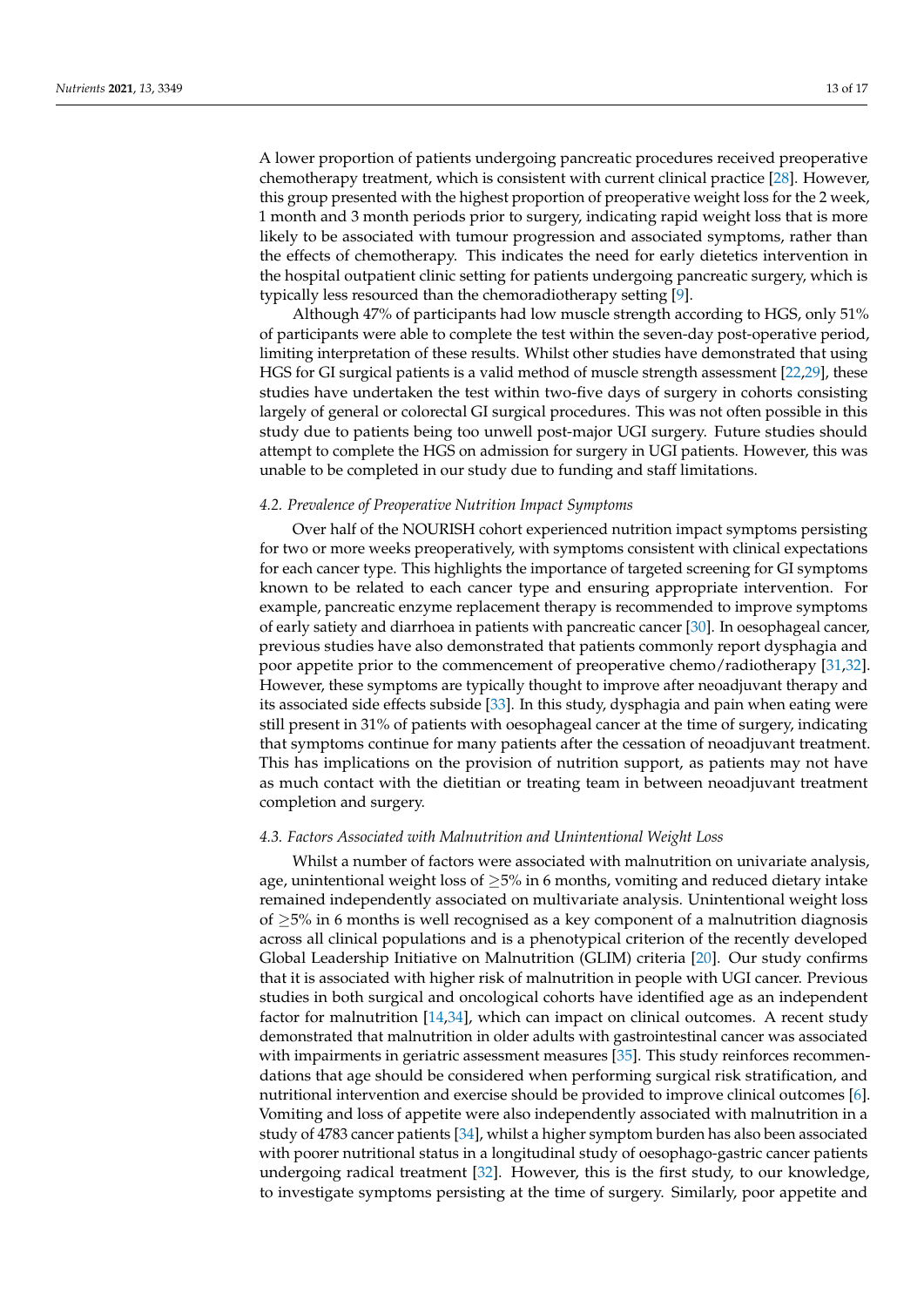A lower proportion of patients undergoing pancreatic procedures received preoperative chemotherapy treatment, which is consistent with current clinical practice [28]. However, this group presented with the highest proportion of preoperative weight loss for the 2 week, 1 month and 3 month periods prior to surgery, indicating rapid weight loss that is more likely to be associated with tumour progression and associated symptoms, rather than the effects of chemotherapy. This indicates the need for early dietetics intervention in the hospital outpatient clinic setting for patients undergoing pancreatic surgery, which is typically less resourced than the chemoradiotherapy setting [9].

Although 47% of participants had low muscle strength according to HGS, only 51% of participants were able to complete the test within the seven-day post-operative period, limiting interpretation of these results. Whilst other studies have demonstrated that using HGS for GI surgical patients is a valid method of muscle strength assessment [22,29], these studies have undertaken the test within two-five days of surgery in cohorts consisting largely of general or colorectal GI surgical procedures. This was not often possible in this study due to patients being too unwell post-major UGI surgery. Future studies should attempt to complete the HGS on admission for surgery in UGI patients. However, this was unable to be completed in our study due to funding and staff limitations.

### *4.2. Prevalence of Preoperative Nutrition Impact Symptoms*

Over half of the NOURISH cohort experienced nutrition impact symptoms persisting for two or more weeks preoperatively, with symptoms consistent with clinical expectations for each cancer type. This highlights the importance of targeted screening for GI symptoms known to be related to each cancer type and ensuring appropriate intervention. For example, pancreatic enzyme replacement therapy is recommended to improve symptoms of early satiety and diarrhoea in patients with pancreatic cancer [30]. In oesophageal cancer, previous studies have also demonstrated that patients commonly report dysphagia and poor appetite prior to the commencement of preoperative chemo/radiotherapy [31,32]. However, these symptoms are typically thought to improve after neoadjuvant therapy and its associated side effects subside [33]. In this study, dysphagia and pain when eating were still present in 31% of patients with oesophageal cancer at the time of surgery, indicating that symptoms continue for many patients after the cessation of neoadjuvant treatment. This has implications on the provision of nutrition support, as patients may not have as much contact with the dietitian or treating team in between neoadjuvant treatment completion and surgery.

### *4.3. Factors Associated with Malnutrition and Unintentional Weight Loss*

Whilst a number of factors were associated with malnutrition on univariate analysis, age, unintentional weight loss of $\geq$5% in 6 months, vomiting and reduced dietary intake remained independently associated on multivariate analysis. Unintentional weight loss of $\geq$5% in 6 months is well recognised as a key component of a malnutrition diagnosis across all clinical populations and is a phenotypical criterion of the recently developed Global Leadership Initiative on Malnutrition (GLIM) criteria [20]. Our study confirms that it is associated with higher risk of malnutrition in people with UGI cancer. Previous studies in both surgical and oncological cohorts have identified age as an independent factor for malnutrition [14,34], which can impact on clinical outcomes. A recent study demonstrated that malnutrition in older adults with gastrointestinal cancer was associated with impairments in geriatric assessment measures [35]. This study reinforces recommendations that age should be considered when performing surgical risk stratification, and nutritional intervention and exercise should be provided to improve clinical outcomes [6]. Vomiting and loss of appetite were also independently associated with malnutrition in a study of 4783 cancer patients [34], whilst a higher symptom burden has also been associated with poorer nutritional status in a longitudinal study of oesophago-gastric cancer patients undergoing radical treatment [32]. However, this is the first study, to our knowledge, to investigate symptoms persisting at the time of surgery. Similarly, poor appetite and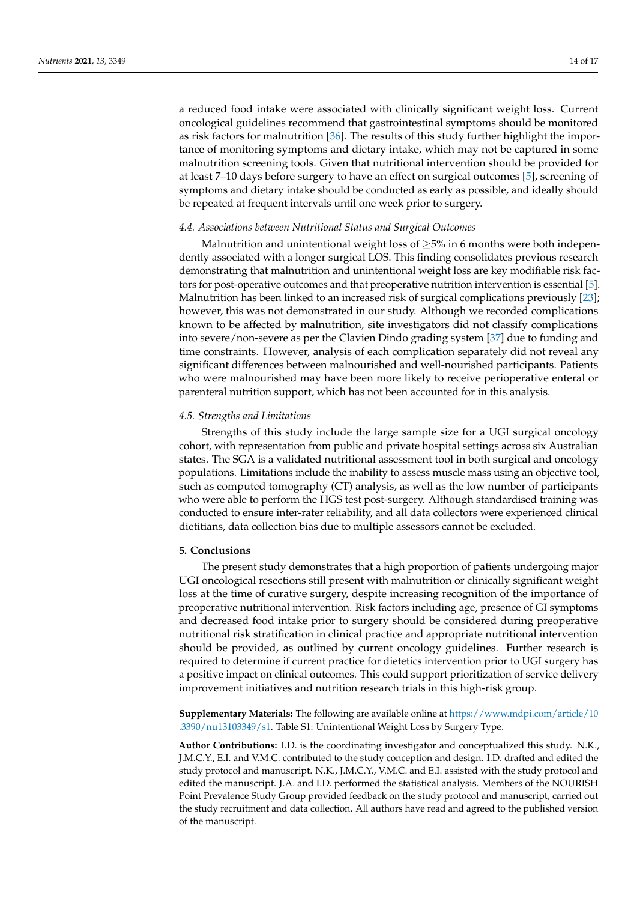a reduced food intake were associated with clinically significant weight loss. Current oncological guidelines recommend that gastrointestinal symptoms should be monitored as risk factors for malnutrition [36]. The results of this study further highlight the importance of monitoring symptoms and dietary intake, which may not be captured in some malnutrition screening tools. Given that nutritional intervention should be provided for at least 7–10 days before surgery to have an effect on surgical outcomes [5], screening of symptoms and dietary intake should be conducted as early as possible, and ideally should be repeated at frequent intervals until one week prior to surgery.

### *4.4. Associations between Nutritional Status and Surgical Outcomes*

Malnutrition and unintentional weight loss of $\geq$5% in 6 months were both independently associated with a longer surgical LOS. This finding consolidates previous research demonstrating that malnutrition and unintentional weight loss are key modifiable risk factors for post-operative outcomes and that preoperative nutrition intervention is essential [5]. Malnutrition has been linked to an increased risk of surgical complications previously [23]; however, this was not demonstrated in our study. Although we recorded complications known to be affected by malnutrition, site investigators did not classify complications into severe/non-severe as per the Clavien Dindo grading system [37] due to funding and time constraints. However, analysis of each complication separately did not reveal any significant differences between malnourished and well-nourished participants. Patients who were malnourished may have been more likely to receive perioperative enteral or parenteral nutrition support, which has not been accounted for in this analysis.

### *4.5. Strengths and Limitations*

Strengths of this study include the large sample size for a UGI surgical oncology cohort, with representation from public and private hospital settings across six Australian states. The SGA is a validated nutritional assessment tool in both surgical and oncology populations. Limitations include the inability to assess muscle mass using an objective tool, such as computed tomography (CT) analysis, as well as the low number of participants who were able to perform the HGS test post-surgery. Although standardised training was conducted to ensure inter-rater reliability, and all data collectors were experienced clinical dietitians, data collection bias due to multiple assessors cannot be excluded.

## 5. Conclusions

The present study demonstrates that a high proportion of patients undergoing major UGI oncological resections still present with malnutrition or clinically significant weight loss at the time of curative surgery, despite increasing recognition of the importance of preoperative nutritional intervention. Risk factors including age, presence of GI symptoms and decreased food intake prior to surgery should be considered during preoperative nutritional risk stratification in clinical practice and appropriate nutritional intervention should be provided, as outlined by current oncology guidelines. Further research is required to determine if current practice for dietetics intervention prior to UGI surgery has a positive impact on clinical outcomes. This could support prioritization of service delivery improvement initiatives and nutrition research trials in this high-risk group.

**Supplementary Materials:** The following are available online at https://www.mdpi.com/article/10.3390/nu13103349/s1. Table S1: Unintentional Weight Loss by Surgery Type.

**Author Contributions:** I.D. is the coordinating investigator and conceptualized this study. N.K., J.M.C.Y., E.I. and V.M.C. contributed to the study conception and design. I.D. drafted and edited the study protocol and manuscript. N.K., J.M.C.Y., V.M.C. and E.I. assisted with the study protocol and edited the manuscript. J.A. and I.D. performed the statistical analysis. Members of the NOURISH Point Prevalence Study Group provided feedback on the study protocol and manuscript, carried out the study recruitment and data collection. All authors have read and agreed to the published version of the manuscript.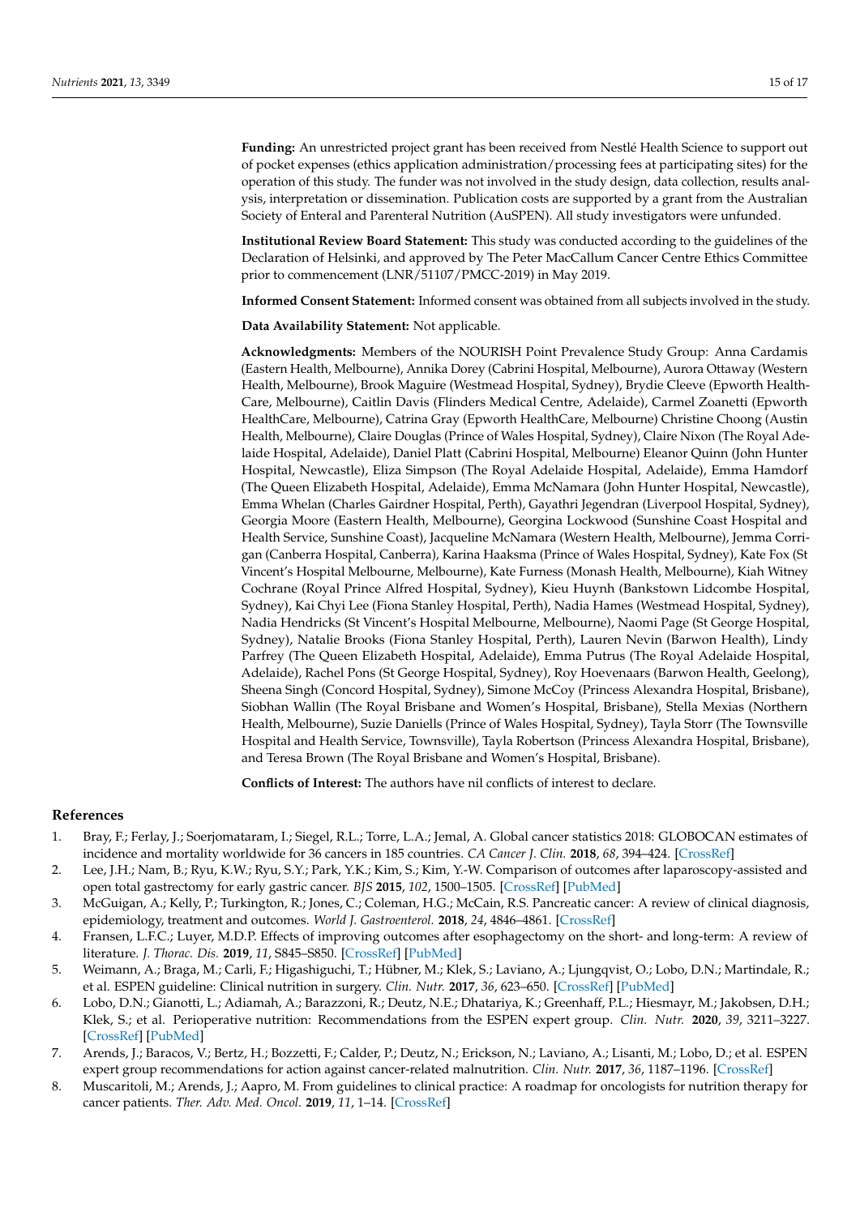**Funding:** An unrestricted project grant has been received from Nestlé Health Science to support out of pocket expenses (ethics application administration/processing fees at participating sites) for the operation of this study. The funder was not involved in the study design, data collection, results analysis, interpretation or dissemination. Publication costs are supported by a grant from the Australian Society of Enteral and Parenteral Nutrition (AuSPEN). All study investigators were unfunded.

**Institutional Review Board Statement:** This study was conducted according to the guidelines of the Declaration of Helsinki, and approved by The Peter MacCallum Cancer Centre Ethics Committee prior to commencement (LNR/51107/PMCC-2019) in May 2019.

**Informed Consent Statement:** Informed consent was obtained from all subjects involved in the study.

**Data Availability Statement:** Not applicable.

**Acknowledgments:** Members of the NOURISH Point Prevalence Study Group: Anna Cardamis (Eastern Health, Melbourne), Annika Dorey (Cabrini Hospital, Melbourne), Aurora Ottaway (Western Health, Melbourne), Brook Maguire (Westmead Hospital, Sydney), Brydie Cleeve (Epworth HealthCare, Melbourne), Caitlin Davis (Flinders Medical Centre, Adelaide), Carmel Zoanetti (Epworth HealthCare, Melbourne), Catrina Gray (Epworth HealthCare, Melbourne) Christine Choong (Austin Health, Melbourne), Claire Douglas (Prince of Wales Hospital, Sydney), Claire Nixon (The Royal Adelaide Hospital, Adelaide), Daniel Platt (Cabrini Hospital, Melbourne) Eleanor Quinn (John Hunter Hospital, Newcastle), Eliza Simpson (The Royal Adelaide Hospital, Adelaide), Emma Hamdorf (The Queen Elizabeth Hospital, Adelaide), Emma McNamara (John Hunter Hospital, Newcastle), Emma Whelan (Charles Gairdner Hospital, Perth), Gayathri Jegendran (Liverpool Hospital, Sydney), Georgia Moore (Eastern Health, Melbourne), Georgina Lockwood (Sunshine Coast Hospital and Health Service, Sunshine Coast), Jacqueline McNamara (Western Health, Melbourne), Jemma Corrigan (Canberra Hospital, Canberra), Karina Haaksma (Prince of Wales Hospital, Sydney), Kate Fox (St Vincent's Hospital Melbourne, Melbourne), Kate Furness (Monash Health, Melbourne), Kiah Witney Cochrane (Royal Prince Alfred Hospital, Sydney), Kieu Huynh (Bankstown Lidcombe Hospital, Sydney), Kai Chyi Lee (Fiona Stanley Hospital, Perth), Nadia Hames (Westmead Hospital, Sydney), Nadia Hendricks (St Vincent's Hospital Melbourne, Melbourne), Naomi Page (St George Hospital, Sydney), Natalie Brooks (Fiona Stanley Hospital, Perth), Lauren Nevin (Barwon Health), Lindy Parfrey (The Queen Elizabeth Hospital, Adelaide), Emma Putrus (The Royal Adelaide Hospital, Adelaide), Rachel Pons (St George Hospital, Sydney), Roy Hoevenaars (Barwon Health, Geelong), Sheena Singh (Concord Hospital, Sydney), Simone McCoy (Princess Alexandra Hospital, Brisbane), Siobhan Wallin (The Royal Brisbane and Women's Hospital, Brisbane), Stella Mexias (Northern Health, Melbourne), Suzie Daniells (Prince of Wales Hospital, Sydney), Tayla Storr (The Townsville Hospital and Health Service, Townsville), Tayla Robertson (Princess Alexandra Hospital, Brisbane), and Teresa Brown (The Royal Brisbane and Women's Hospital, Brisbane).

**Conflicts of Interest:** The authors have nil conflicts of interest to declare.

## References

1. Bray, F.; Ferlay, J.; Soerjomataram, I.; Siegel, R.L.; Torre, L.A.; Jemal, A. Global cancer statistics 2018: GLOBOCAN estimates of incidence and mortality worldwide for 36 cancers in 185 countries. *CA Cancer J. Clin.* **2018**, *68*, 394–424. [CrossRef]
2. Lee, J.H.; Nam, B.; Ryu, K.W.; Ryu, S.Y.; Park, Y.K.; Kim, S.; Kim, Y.-W. Comparison of outcomes after laparoscopy-assisted and open total gastrectomy for early gastric cancer. *BJS* **2015**, *102*, 1500–1505. [CrossRef] [PubMed]
3. McGuigan, A.; Kelly, P.; Turkington, R.; Jones, C.; Coleman, H.G.; McCain, R.S. Pancreatic cancer: A review of clinical diagnosis, epidemiology, treatment and outcomes. *World J. Gastroenterol.* **2018**, *24*, 4846–4861. [CrossRef]
4. Fransen, L.F.C.; Luyer, M.D.P. Effects of improving outcomes after esophagectomy on the short- and long-term: A review of literature. *J. Thorac. Dis.* **2019**, *11*, S845–S850. [CrossRef] [PubMed]
5. Weimann, A.; Braga, M.; Carli, F.; Higashiguchi, T.; Hübner, M.; Klek, S.; Laviano, A.; Ljungqvist, O.; Lobo, D.N.; Martindale, R.; et al. ESPEN guideline: Clinical nutrition in surgery. *Clin. Nutr.* **2017**, *36*, 623–650. [CrossRef] [PubMed]
6. Lobo, D.N.; Gianotti, L.; Adiamah, A.; Barazzoni, R.; Deutz, N.E.; Dhatariya, K.; Greenhaff, P.L.; Hiesmayr, M.; Jakobsen, D.H.; Klek, S.; et al. Perioperative nutrition: Recommendations from the ESPEN expert group. *Clin. Nutr.* **2020**, *39*, 3211–3227. [CrossRef] [PubMed]
7. Arends, J.; Baracos, V.; Bertz, H.; Bozzetti, F.; Calder, P.; Deutz, N.; Erickson, N.; Laviano, A.; Lisanti, M.; Lobo, D.; et al. ESPEN expert group recommendations for action against cancer-related malnutrition. *Clin. Nutr.* **2017**, *36*, 1187–1196. [CrossRef]
8. Muscaritoli, M.; Arends, J.; Aapro, M. From guidelines to clinical practice: A roadmap for oncologists for nutrition therapy for cancer patients. *Ther. Adv. Med. Oncol.* **2019**, *11*, 1–14. [CrossRef]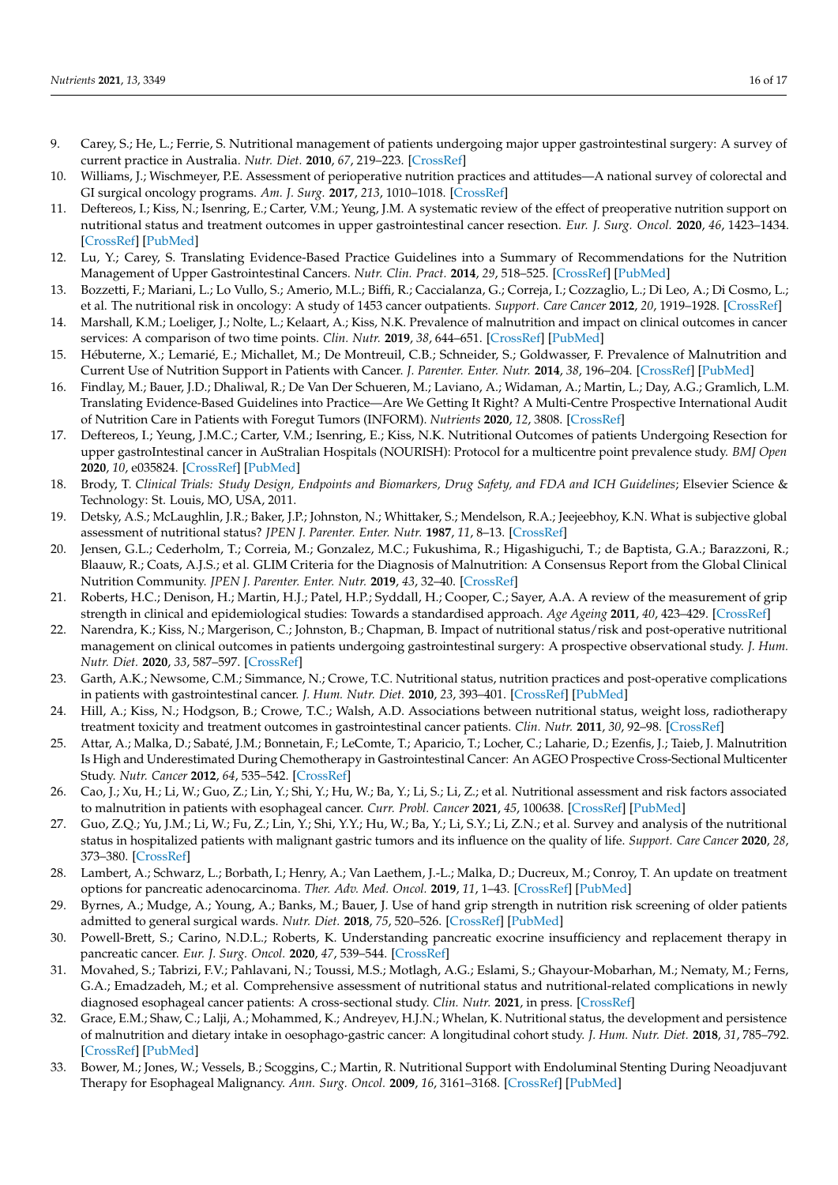9. Carey, S.; He, L.; Ferrie, S. Nutritional management of patients undergoing major upper gastrointestinal surgery: A survey of current practice in Australia. *Nutr. Diet.* **2010**, *67*, 219–223. [CrossRef]
10. Williams, J.; Wischmeyer, P.E. Assessment of perioperative nutrition practices and attitudes—A national survey of colorectal and GI surgical oncology programs. *Am. J. Surg.* **2017**, *213*, 1010–1018. [CrossRef]
11. Deftereos, I.; Kiss, N.; Isenring, E.; Carter, V.M.; Yeung, J.M. A systematic review of the effect of preoperative nutrition support on nutritional status and treatment outcomes in upper gastrointestinal cancer resection. *Eur. J. Surg. Oncol.* **2020**, *46*, 1423–1434. [CrossRef] [PubMed]
12. Lu, Y.; Carey, S. Translating Evidence-Based Practice Guidelines into a Summary of Recommendations for the Nutrition Management of Upper Gastrointestinal Cancers. *Nutr. Clin. Pract.* **2014**, *29*, 518–525. [CrossRef] [PubMed]
13. Bozzetti, F.; Mariani, L.; Lo Vullo, S.; Amerio, M.L.; Biffi, R.; Caccialanza, G.; Correja, I.; Cozzaglio, L.; Di Leo, A.; Di Cosmo, L.; et al. The nutritional risk in oncology: A study of 1453 cancer outpatients. *Support. Care Cancer* **2012**, *20*, 1919–1928. [CrossRef]
14. Marshall, K.M.; Loeliger, J.; Nolte, L.; Kelaart, A.; Kiss, N.K. Prevalence of malnutrition and impact on clinical outcomes in cancer services: A comparison of two time points. *Clin. Nutr.* **2019**, *38*, 644–651. [CrossRef] [PubMed]
15. Hébuterne, X.; Lemarié, E.; Michallet, M.; De Montreuil, C.B.; Schneider, S.; Goldwasser, F. Prevalence of Malnutrition and Current Use of Nutrition Support in Patients with Cancer. *J. Parenter. Enter. Nutr.* **2014**, *38*, 196–204. [CrossRef] [PubMed]
16. Findlay, M.; Bauer, J.D.; Dhaliwal, R.; De Van Der Schueren, M.; Laviano, A.; Widaman, A.; Martin, L.; Day, A.G.; Gramlich, L.M. Translating Evidence-Based Guidelines into Practice—Are We Getting It Right? A Multi-Centre Prospective International Audit of Nutrition Care in Patients with Foregut Tumors (INFORM). *Nutrients* **2020**, *12*, 3808. [CrossRef]
17. Deftereos, I.; Yeung, J.M.C.; Carter, V.M.; Isenring, E.; Kiss, N.K. Nutritional Outcomes of patients Undergoing Resection for upper gastroIntestinal cancer in AuStralian Hospitals (NOURISH): Protocol for a multicentre point prevalence study. *BMJ Open* **2020**, *10*, e035824. [CrossRef] [PubMed]
18. Brody, T. *Clinical Trials: Study Design, Endpoints and Biomarkers, Drug Safety, and FDA and ICH Guidelines*; Elsevier Science & Technology: St. Louis, MO, USA, 2011.
19. Detsky, A.S.; McLaughlin, J.R.; Baker, J.P.; Johnston, N.; Whittaker, S.; Mendelson, R.A.; Jeejeebhoy, K.N. What is subjective global assessment of nutritional status? *JPEN J. Parenter. Enter. Nutr.* **1987**, *11*, 8–13. [CrossRef]
20. Jensen, G.L.; Cederholm, T.; Correia, M.; Gonzalez, M.C.; Fukushima, R.; Higashiguchi, T.; de Baptista, G.A.; Barazzoni, R.; Blaauw, R.; Coats, A.J.S.; et al. GLIM Criteria for the Diagnosis of Malnutrition: A Consensus Report from the Global Clinical Nutrition Community. *JPEN J. Parenter. Enter. Nutr.* **2019**, *43*, 32–40. [CrossRef]
21. Roberts, H.C.; Denison, H.; Martin, H.J.; Patel, H.P.; Syddall, H.; Cooper, C.; Sayer, A.A. A review of the measurement of grip strength in clinical and epidemiological studies: Towards a standardised approach. *Age Ageing* **2011**, *40*, 423–429. [CrossRef]
22. Narendra, K.; Kiss, N.; Margerison, C.; Johnston, B.; Chapman, B. Impact of nutritional status/risk and post-operative nutritional management on clinical outcomes in patients undergoing gastrointestinal surgery: A prospective observational study. *J. Hum. Nutr. Diet.* **2020**, *33*, 587–597. [CrossRef]
23. Garth, A.K.; Newsome, C.M.; Simmance, N.; Crowe, T.C. Nutritional status, nutrition practices and post-operative complications in patients with gastrointestinal cancer. *J. Hum. Nutr. Diet.* **2010**, *23*, 393–401. [CrossRef] [PubMed]
24. Hill, A.; Kiss, N.; Hodgson, B.; Crowe, T.C.; Walsh, A.D. Associations between nutritional status, weight loss, radiotherapy treatment toxicity and treatment outcomes in gastrointestinal cancer patients. *Clin. Nutr.* **2011**, *30*, 92–98. [CrossRef]
25. Attar, A.; Malka, D.; Sabaté, J.M.; Bonnetain, F.; LeComte, T.; Aparicio, T.; Locher, C.; Laharie, D.; Ezenfis, J.; Taieb, J. Malnutrition Is High and Underestimated During Chemotherapy in Gastrointestinal Cancer: An AGEO Prospective Cross-Sectional Multicenter Study. *Nutr. Cancer* **2012**, *64*, 535–542. [CrossRef]
26. Cao, J.; Xu, H.; Li, W.; Guo, Z.; Lin, Y.; Shi, Y.; Hu, W.; Ba, Y.; Li, S.; Li, Z.; et al. Nutritional assessment and risk factors associated to malnutrition in patients with esophageal cancer. *Curr. Probl. Cancer* **2021**, *45*, 100638. [CrossRef] [PubMed]
27. Guo, Z.Q.; Yu, J.M.; Li, W.; Fu, Z.; Lin, Y.; Shi, Y.Y.; Hu, W.; Ba, Y.; Li, S.Y.; Li, Z.N.; et al. Survey and analysis of the nutritional status in hospitalized patients with malignant gastric tumors and its influence on the quality of life. *Support. Care Cancer* **2020**, *28*, 373–380. [CrossRef]
28. Lambert, A.; Schwarz, L.; Borbath, I.; Henry, A.; Van Laethem, J.-L.; Malka, D.; Ducreux, M.; Conroy, T. An update on treatment options for pancreatic adenocarcinoma. *Ther. Adv. Med. Oncol.* **2019**, *11*, 1–43. [CrossRef] [PubMed]
29. Byrnes, A.; Mudge, A.; Young, A.; Banks, M.; Bauer, J. Use of hand grip strength in nutrition risk screening of older patients admitted to general surgical wards. *Nutr. Diet.* **2018**, *75*, 520–526. [CrossRef] [PubMed]
30. Powell-Brett, S.; Carino, N.D.L.; Roberts, K. Understanding pancreatic exocrine insufficiency and replacement therapy in pancreatic cancer. *Eur. J. Surg. Oncol.* **2020**, *47*, 539–544. [CrossRef]
31. Movahed, S.; Tabrizi, F.V.; Pahlavani, N.; Toussi, M.S.; Motlagh, A.G.; Eslami, S.; Ghayour-Mobarhan, M.; Nematy, M.; Ferns, G.A.; Emadzadeh, M.; et al. Comprehensive assessment of nutritional status and nutritional-related complications in newly diagnosed esophageal cancer patients: A cross-sectional study. *Clin. Nutr.* **2021**, in press. [CrossRef]
32. Grace, E.M.; Shaw, C.; Lalji, A.; Mohammed, K.; Andreyev, H.J.N.; Whelan, K. Nutritional status, the development and persistence of malnutrition and dietary intake in oesophago-gastric cancer: A longitudinal cohort study. *J. Hum. Nutr. Diet.* **2018**, *31*, 785–792. [CrossRef] [PubMed]
33. Bower, M.; Jones, W.; Vessels, B.; Scoggins, C.; Martin, R. Nutritional Support with Endoluminal Stenting During Neoadjuvant Therapy for Esophageal Malignancy. *Ann. Surg. Oncol.* **2009**, *16*, 3161–3168. [CrossRef] [PubMed]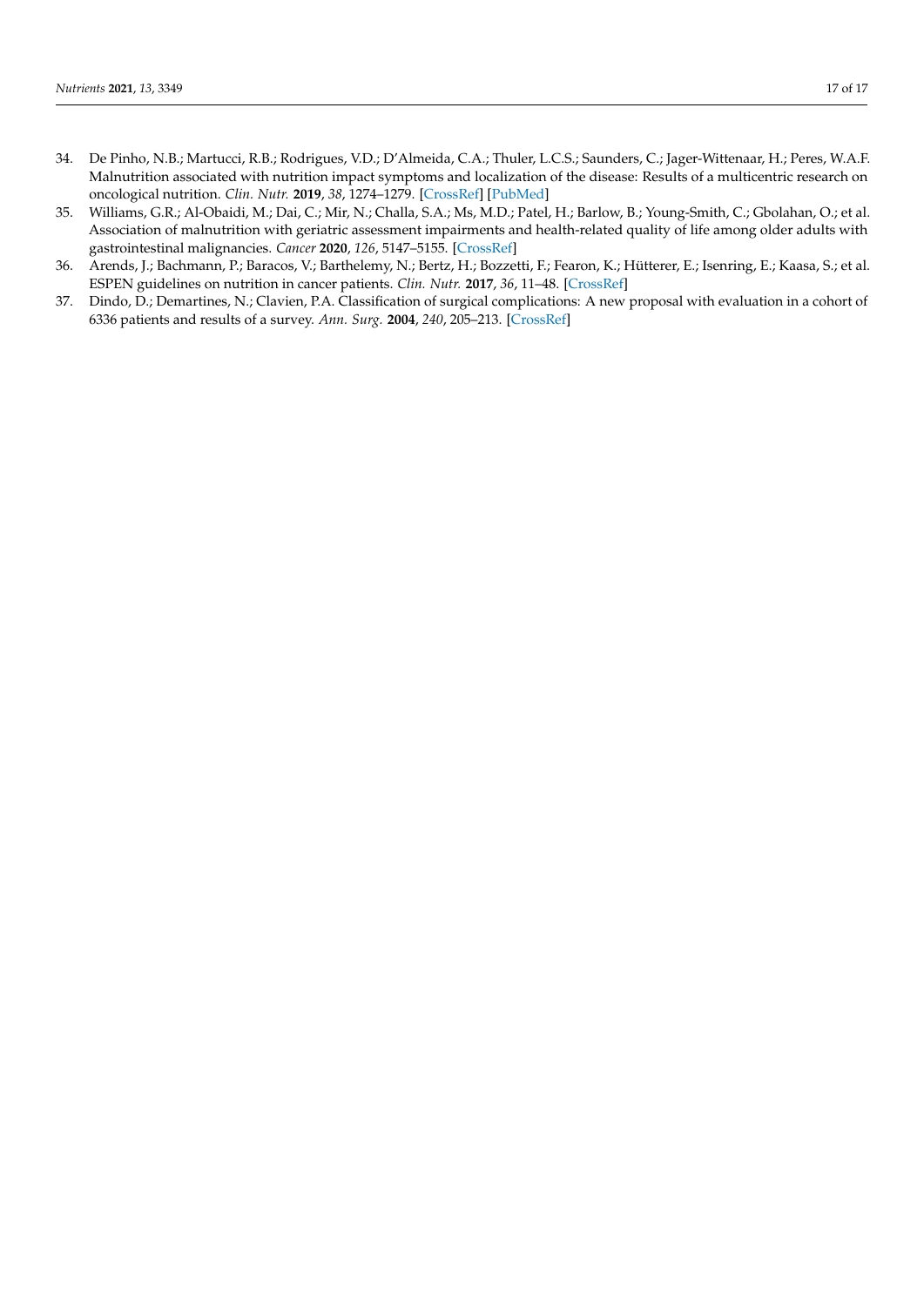34. De Pinho, N.B.; Martucci, R.B.; Rodrigues, V.D.; D'Almeida, C.A.; Thuler, L.C.S.; Saunders, C.; Jager-Wittenaar, H.; Peres, W.A.F. Malnutrition associated with nutrition impact symptoms and localization of the disease: Results of a multicentric research on oncological nutrition. *Clin. Nutr.* **2019**, *38*, 1274–1279. [CrossRef] [PubMed]
35. Williams, G.R.; Al-Obaidi, M.; Dai, C.; Mir, N.; Challa, S.A.; Ms, M.D.; Patel, H.; Barlow, B.; Young-Smith, C.; Gbolahan, O.; et al. Association of malnutrition with geriatric assessment impairments and health-related quality of life among older adults with gastrointestinal malignancies. *Cancer* **2020**, *126*, 5147–5155. [CrossRef]
36. Arends, J.; Bachmann, P.; Baracos, V.; Barthelemy, N.; Bertz, H.; Bozzetti, F.; Fearon, K.; Hütterer, E.; Isenring, E.; Kaasa, S.; et al. ESPEN guidelines on nutrition in cancer patients. *Clin. Nutr.* **2017**, *36*, 11–48. [CrossRef]
37. Dindo, D.; Demartines, N.; Clavien, P.A. Classification of surgical complications: A new proposal with evaluation in a cohort of 6336 patients and results of a survey. *Ann. Surg.* **2004**, *240*, 205–213. [CrossRef]